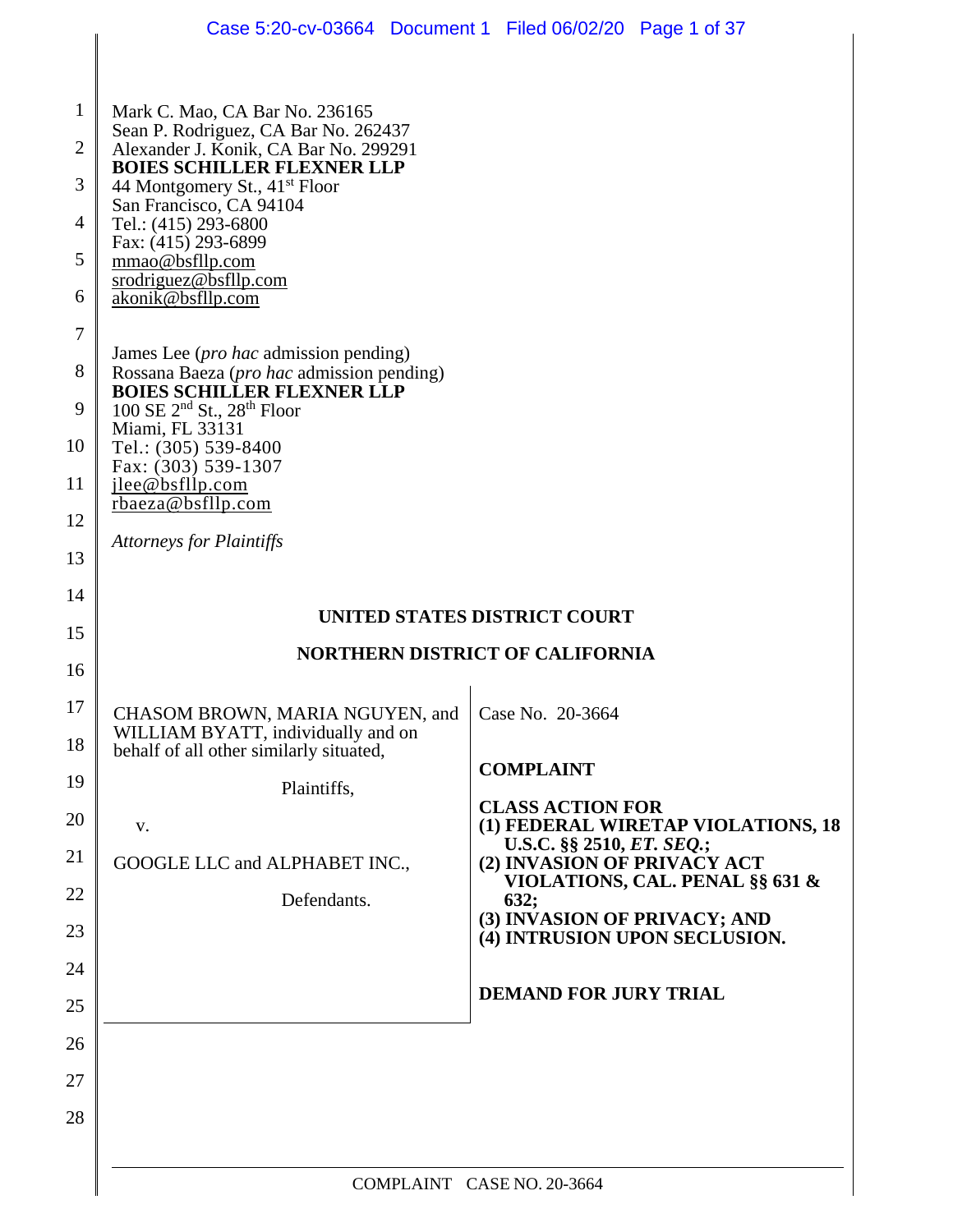Mark C. Mao, CA Bar No. 236165
Sean P. Rodriguez, CA Bar No. 262437
Alexander J. Konik, CA Bar No. 299291
**BOIES SCHILLER FLEXNER LLP**
44 Montgomery St., 41st Floor
San Francisco, CA 94104
Tel.: (415) 293-6800
Fax: (415) 293-6899
mmao@bsfllp.com
srodriguez@bsfllp.com
akonik@bsfllp.com

James Lee (*pro hac* admission pending)
Rossana Baeza (*pro hac* admission pending)
**BOIES SCHILLER FLEXNER LLP**
100 SE 2nd St., 28th Floor
Miami, FL 33131
Tel.: (305) 539-8400
Fax: (303) 539-1307
jlee@bsfllp.com
rbaeza@bsfllp.com

*Attorneys for Plaintiffs*

**UNITED STATES DISTRICT COURT**

**NORTHERN DISTRICT OF CALIFORNIA**

CHASOM BROWN, MARIA NGUYEN, and WILLIAM BYATT, individually and on behalf of all other similarly situated,

Plaintiffs,

v.

GOOGLE LLC and ALPHABET INC.,

Defendants.

Case No. 20-3664

**COMPLAINT**

**CLASS ACTION FOR**
**(1) FEDERAL WIRETAP VIOLATIONS, 18 U.S.C. §§ 2510, *ET. SEQ.*;**
**(2) INVASION OF PRIVACY ACT VIOLATIONS, CAL. PENAL §§ 631 & 632;**
**(3) INVASION OF PRIVACY; AND**
**(4) INTRUSION UPON SECLUSION.**

**DEMAND FOR JURY TRIAL**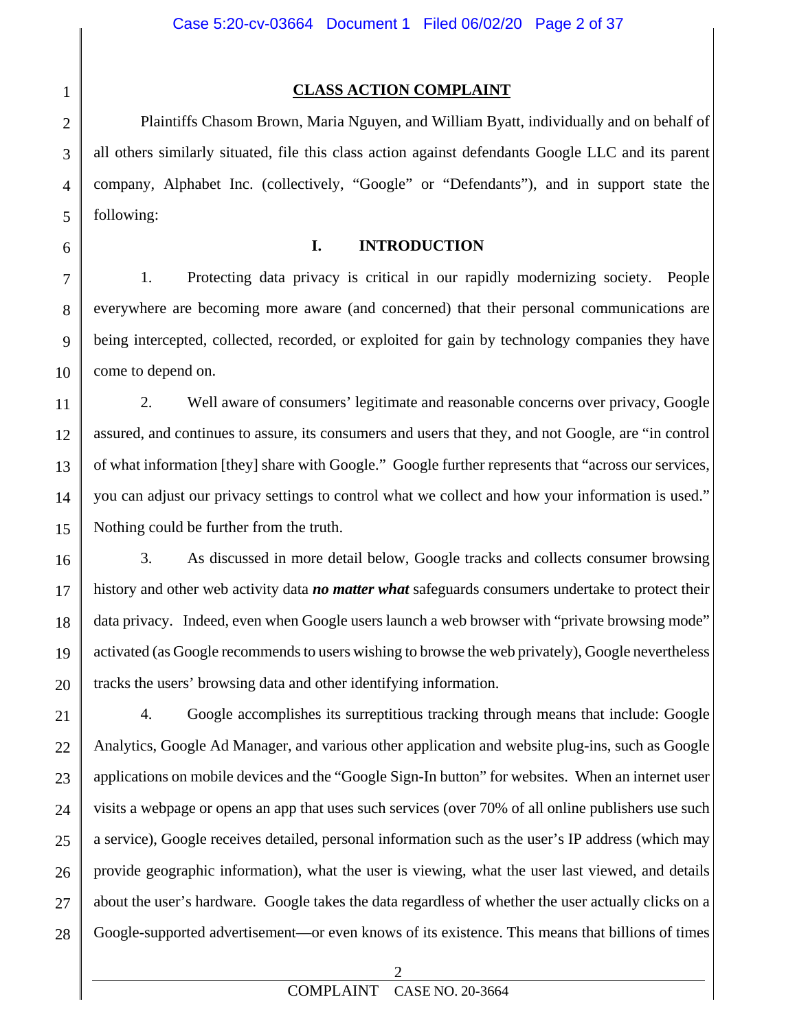## CLASS ACTION COMPLAINT

Plaintiffs Chasom Brown, Maria Nguyen, and William Byatt, individually and on behalf of all others similarly situated, file this class action against defendants Google LLC and its parent company, Alphabet Inc. (collectively, "Google" or "Defendants"), and in support state the following:

## I. INTRODUCTION

1. Protecting data privacy is critical in our rapidly modernizing society. People everywhere are becoming more aware (and concerned) that their personal communications are being intercepted, collected, recorded, or exploited for gain by technology companies they have come to depend on.

2. Well aware of consumers' legitimate and reasonable concerns over privacy, Google assured, and continues to assure, its consumers and users that they, and not Google, are "in control of what information [they] share with Google." Google further represents that "across our services, you can adjust our privacy settings to control what we collect and how your information is used." Nothing could be further from the truth.

3. As discussed in more detail below, Google tracks and collects consumer browsing history and other web activity data ***no matter what*** safeguards consumers undertake to protect their data privacy. Indeed, even when Google users launch a web browser with "private browsing mode" activated (as Google recommends to users wishing to browse the web privately), Google nevertheless tracks the users' browsing data and other identifying information.

4. Google accomplishes its surreptitious tracking through means that include: Google Analytics, Google Ad Manager, and various other application and website plug-ins, such as Google applications on mobile devices and the "Google Sign-In button" for websites. When an internet user visits a webpage or opens an app that uses such services (over 70% of all online publishers use such a service), Google receives detailed, personal information such as the user's IP address (which may provide geographic information), what the user is viewing, what the user last viewed, and details about the user's hardware. Google takes the data regardless of whether the user actually clicks on a Google-supported advertisement—or even knows of its existence. This means that billions of times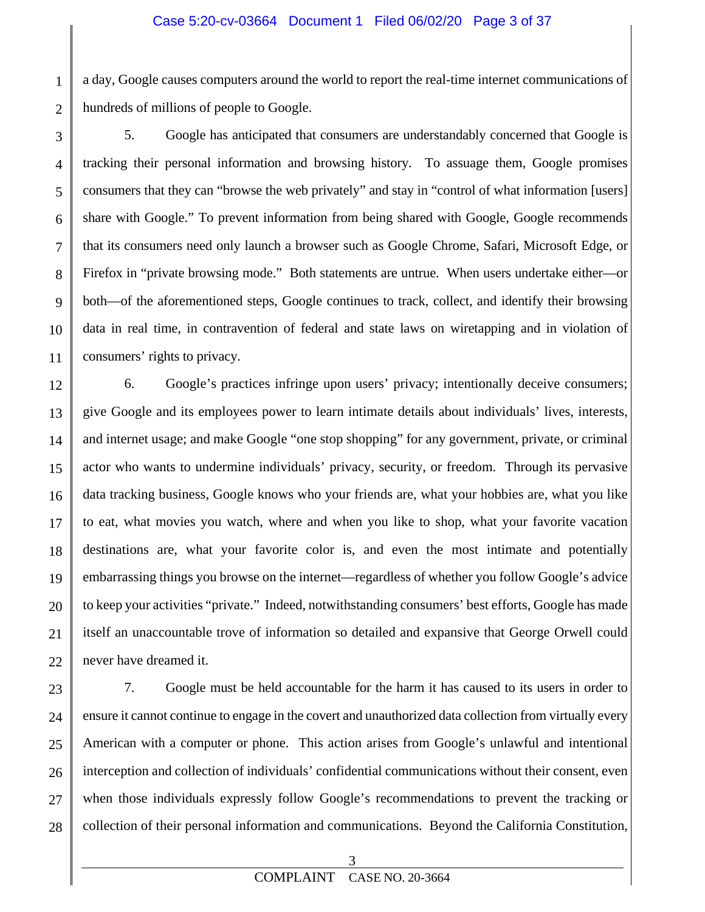a day, Google causes computers around the world to report the real-time internet communications of hundreds of millions of people to Google.

5. Google has anticipated that consumers are understandably concerned that Google is tracking their personal information and browsing history. To assuage them, Google promises consumers that they can "browse the web privately" and stay in "control of what information [users] share with Google." To prevent information from being shared with Google, Google recommends that its consumers need only launch a browser such as Google Chrome, Safari, Microsoft Edge, or Firefox in "private browsing mode." Both statements are untrue. When users undertake either—or both—of the aforementioned steps, Google continues to track, collect, and identify their browsing data in real time, in contravention of federal and state laws on wiretapping and in violation of consumers' rights to privacy.

6. Google's practices infringe upon users' privacy; intentionally deceive consumers; give Google and its employees power to learn intimate details about individuals' lives, interests, and internet usage; and make Google "one stop shopping" for any government, private, or criminal actor who wants to undermine individuals' privacy, security, or freedom. Through its pervasive data tracking business, Google knows who your friends are, what your hobbies are, what you like to eat, what movies you watch, where and when you like to shop, what your favorite vacation destinations are, what your favorite color is, and even the most intimate and potentially embarrassing things you browse on the internet—regardless of whether you follow Google's advice to keep your activities "private." Indeed, notwithstanding consumers' best efforts, Google has made itself an unaccountable trove of information so detailed and expansive that George Orwell could never have dreamed it.

7. Google must be held accountable for the harm it has caused to its users in order to ensure it cannot continue to engage in the covert and unauthorized data collection from virtually every American with a computer or phone. This action arises from Google's unlawful and intentional interception and collection of individuals' confidential communications without their consent, even when those individuals expressly follow Google's recommendations to prevent the tracking or collection of their personal information and communications. Beyond the California Constitution,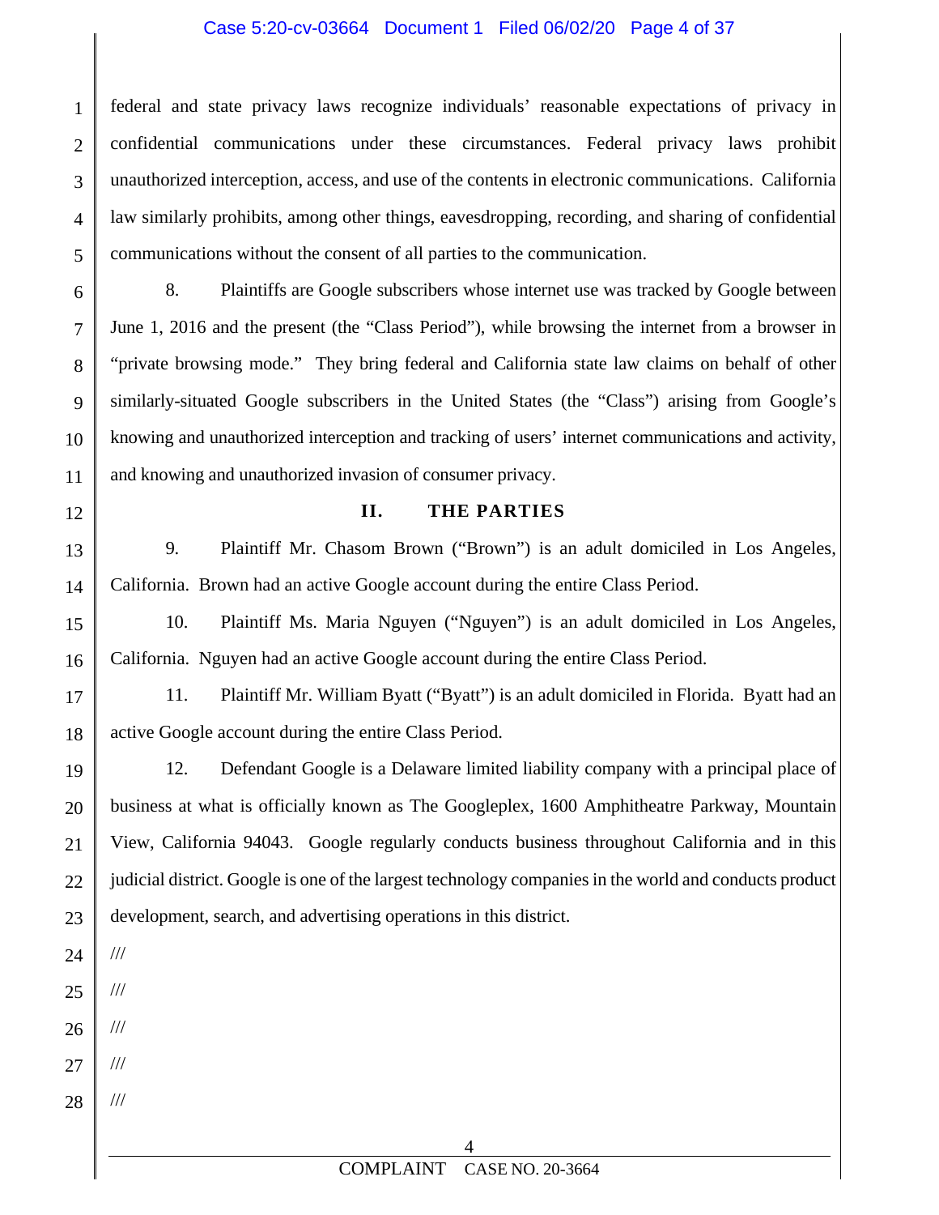federal and state privacy laws recognize individuals' reasonable expectations of privacy in confidential communications under these circumstances. Federal privacy laws prohibit unauthorized interception, access, and use of the contents in electronic communications. California law similarly prohibits, among other things, eavesdropping, recording, and sharing of confidential communications without the consent of all parties to the communication.

8. Plaintiffs are Google subscribers whose internet use was tracked by Google between June 1, 2016 and the present (the "Class Period"), while browsing the internet from a browser in "private browsing mode." They bring federal and California state law claims on behalf of other similarly-situated Google subscribers in the United States (the "Class") arising from Google's knowing and unauthorized interception and tracking of users' internet communications and activity, and knowing and unauthorized invasion of consumer privacy.

## II. THE PARTIES

9. Plaintiff Mr. Chasom Brown ("Brown") is an adult domiciled in Los Angeles, California. Brown had an active Google account during the entire Class Period.

10. Plaintiff Ms. Maria Nguyen ("Nguyen") is an adult domiciled in Los Angeles, California. Nguyen had an active Google account during the entire Class Period.

11. Plaintiff Mr. William Byatt ("Byatt") is an adult domiciled in Florida. Byatt had an active Google account during the entire Class Period.

12. Defendant Google is a Delaware limited liability company with a principal place of business at what is officially known as The Googleplex, 1600 Amphitheatre Parkway, Mountain View, California 94043. Google regularly conducts business throughout California and in this judicial district. Google is one of the largest technology companies in the world and conducts product development, search, and advertising operations in this district.

///

///

///

///

///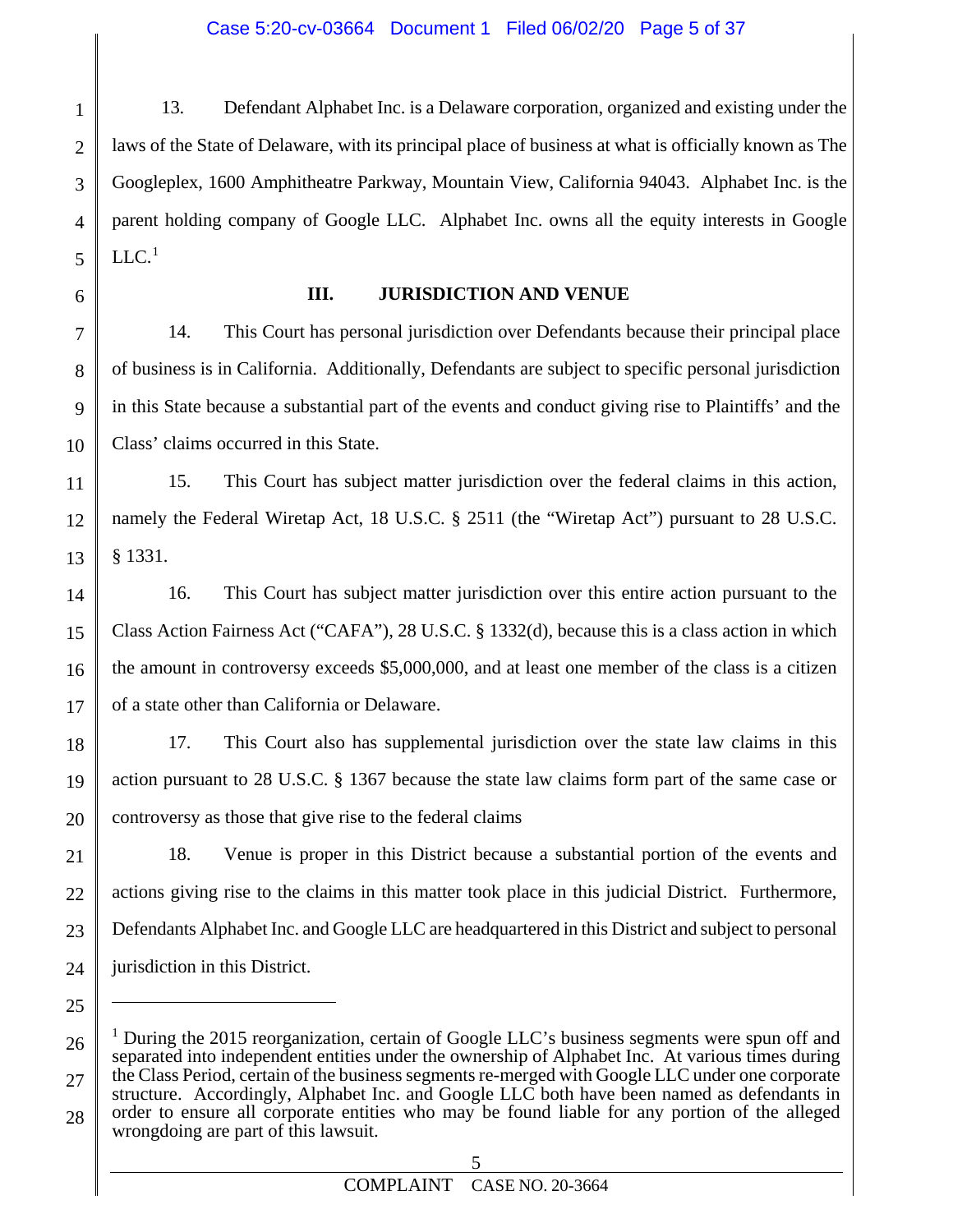13. Defendant Alphabet Inc. is a Delaware corporation, organized and existing under the laws of the State of Delaware, with its principal place of business at what is officially known as The Googleplex, 1600 Amphitheatre Parkway, Mountain View, California 94043. Alphabet Inc. is the parent holding company of Google LLC. Alphabet Inc. owns all the equity interests in Google LLC.[1]

## III. JURISDICTION AND VENUE

14. This Court has personal jurisdiction over Defendants because their principal place of business is in California. Additionally, Defendants are subject to specific personal jurisdiction in this State because a substantial part of the events and conduct giving rise to Plaintiffs' and the Class' claims occurred in this State.

15. This Court has subject matter jurisdiction over the federal claims in this action, namely the Federal Wiretap Act, 18 U.S.C. § 2511 (the "Wiretap Act") pursuant to 28 U.S.C. § 1331.

16. This Court has subject matter jurisdiction over this entire action pursuant to the Class Action Fairness Act ("CAFA"), 28 U.S.C. § 1332(d), because this is a class action in which the amount in controversy exceeds $5,000,000, and at least one member of the class is a citizen of a state other than California or Delaware.

17. This Court also has supplemental jurisdiction over the state law claims in this action pursuant to 28 U.S.C. § 1367 because the state law claims form part of the same case or controversy as those that give rise to the federal claims

18. Venue is proper in this District because a substantial portion of the events and actions giving rise to the claims in this matter took place in this judicial District. Furthermore, Defendants Alphabet Inc. and Google LLC are headquartered in this District and subject to personal jurisdiction in this District.

---

[1] During the 2015 reorganization, certain of Google LLC's business segments were spun off and separated into independent entities under the ownership of Alphabet Inc. At various times during the Class Period, certain of the business segments re-merged with Google LLC under one corporate structure. Accordingly, Alphabet Inc. and Google LLC both have been named as defendants in order to ensure all corporate entities who may be found liable for any portion of the alleged wrongdoing are part of this lawsuit.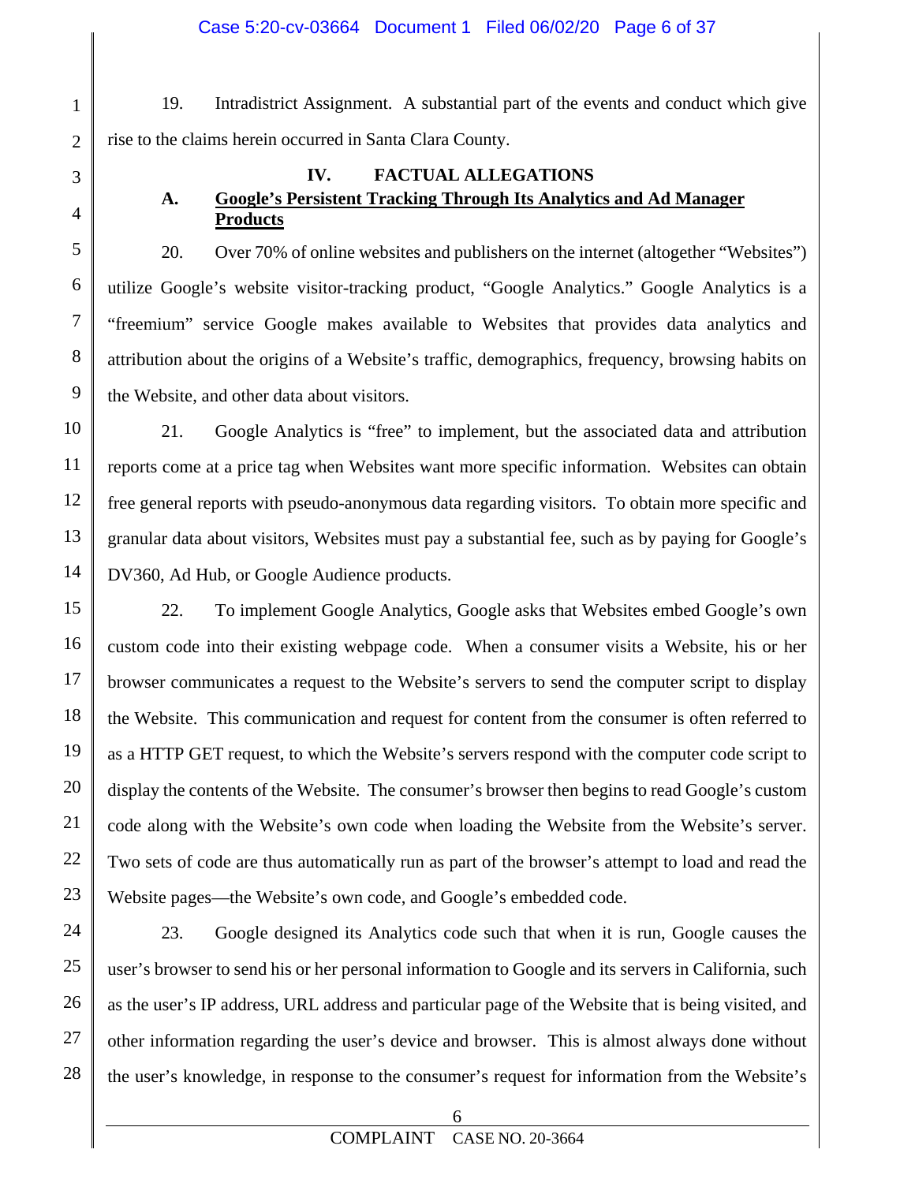19. Intradistrict Assignment. A substantial part of the events and conduct which give rise to the claims herein occurred in Santa Clara County.

## IV. FACTUAL ALLEGATIONS

### A. Google's Persistent Tracking Through Its Analytics and Ad Manager Products

20. Over 70% of online websites and publishers on the internet (altogether "Websites") utilize Google's website visitor-tracking product, "Google Analytics." Google Analytics is a "freemium" service Google makes available to Websites that provides data analytics and attribution about the origins of a Website's traffic, demographics, frequency, browsing habits on the Website, and other data about visitors.

21. Google Analytics is "free" to implement, but the associated data and attribution reports come at a price tag when Websites want more specific information. Websites can obtain free general reports with pseudo-anonymous data regarding visitors. To obtain more specific and granular data about visitors, Websites must pay a substantial fee, such as by paying for Google's DV360, Ad Hub, or Google Audience products.

22. To implement Google Analytics, Google asks that Websites embed Google's own custom code into their existing webpage code. When a consumer visits a Website, his or her browser communicates a request to the Website's servers to send the computer script to display the Website. This communication and request for content from the consumer is often referred to as a HTTP GET request, to which the Website's servers respond with the computer code script to display the contents of the Website. The consumer's browser then begins to read Google's custom code along with the Website's own code when loading the Website from the Website's server. Two sets of code are thus automatically run as part of the browser's attempt to load and read the Website pages—the Website's own code, and Google's embedded code.

23. Google designed its Analytics code such that when it is run, Google causes the user's browser to send his or her personal information to Google and its servers in California, such as the user's IP address, URL address and particular page of the Website that is being visited, and other information regarding the user's device and browser. This is almost always done without the user's knowledge, in response to the consumer's request for information from the Website's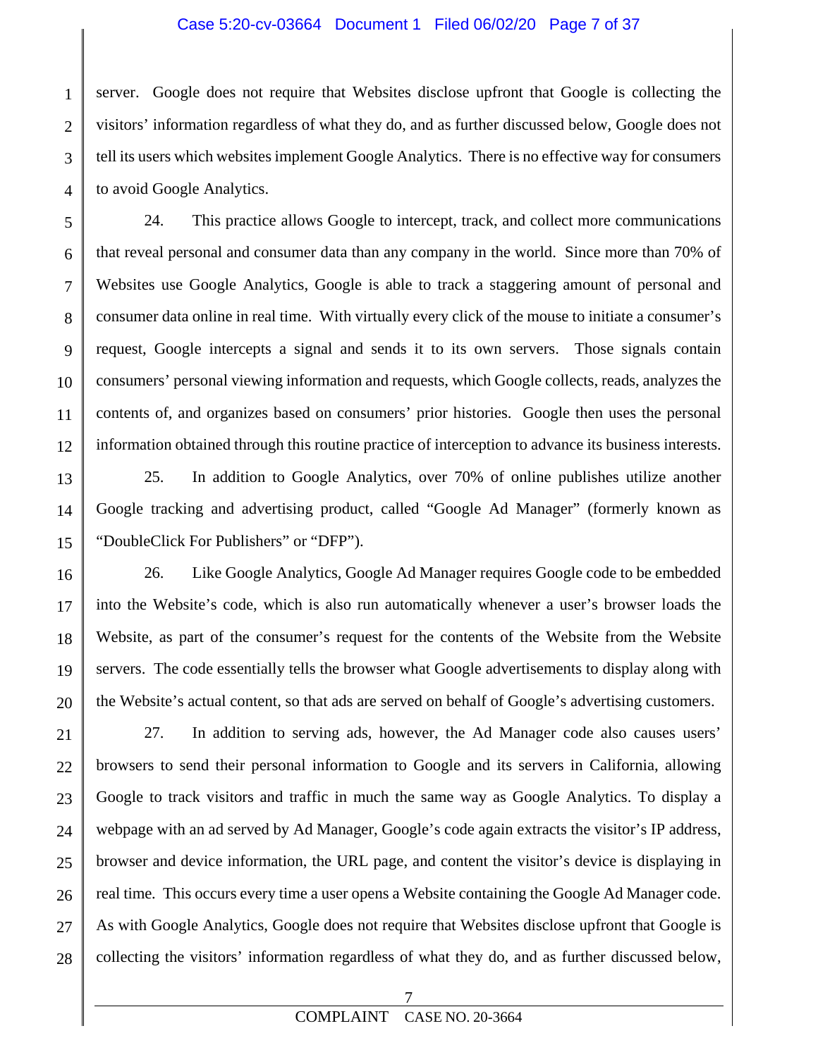server. Google does not require that Websites disclose upfront that Google is collecting the visitors' information regardless of what they do, and as further discussed below, Google does not tell its users which websites implement Google Analytics. There is no effective way for consumers to avoid Google Analytics.

24. This practice allows Google to intercept, track, and collect more communications that reveal personal and consumer data than any company in the world. Since more than 70% of Websites use Google Analytics, Google is able to track a staggering amount of personal and consumer data online in real time. With virtually every click of the mouse to initiate a consumer's request, Google intercepts a signal and sends it to its own servers. Those signals contain consumers' personal viewing information and requests, which Google collects, reads, analyzes the contents of, and organizes based on consumers' prior histories. Google then uses the personal information obtained through this routine practice of interception to advance its business interests.

25. In addition to Google Analytics, over 70% of online publishes utilize another Google tracking and advertising product, called "Google Ad Manager" (formerly known as "DoubleClick For Publishers" or "DFP").

26. Like Google Analytics, Google Ad Manager requires Google code to be embedded into the Website's code, which is also run automatically whenever a user's browser loads the Website, as part of the consumer's request for the contents of the Website from the Website servers. The code essentially tells the browser what Google advertisements to display along with the Website's actual content, so that ads are served on behalf of Google's advertising customers.

27. In addition to serving ads, however, the Ad Manager code also causes users' browsers to send their personal information to Google and its servers in California, allowing Google to track visitors and traffic in much the same way as Google Analytics. To display a webpage with an ad served by Ad Manager, Google's code again extracts the visitor's IP address, browser and device information, the URL page, and content the visitor's device is displaying in real time. This occurs every time a user opens a Website containing the Google Ad Manager code. As with Google Analytics, Google does not require that Websites disclose upfront that Google is collecting the visitors' information regardless of what they do, and as further discussed below,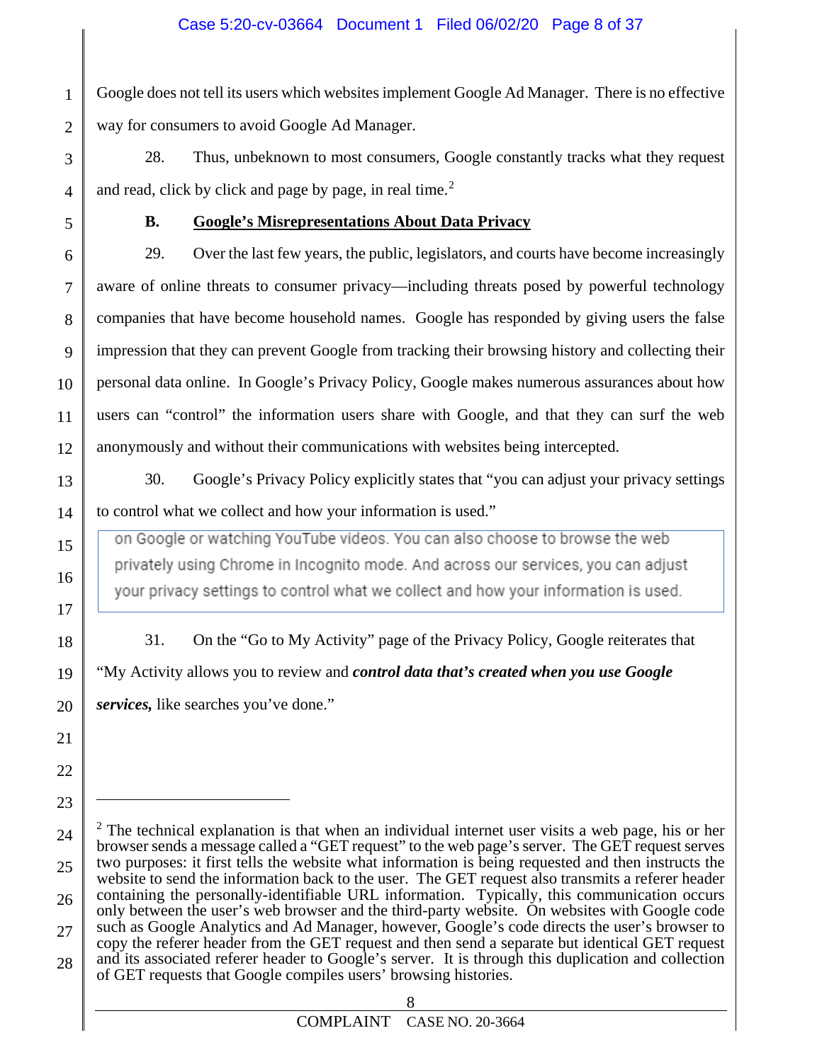Google does not tell its users which websites implement Google Ad Manager. There is no effective way for consumers to avoid Google Ad Manager.

28. Thus, unbeknown to most consumers, Google constantly tracks what they request and read, click by click and page by page, in real time.[2]

### B. Google's Misrepresentations About Data Privacy

29. Over the last few years, the public, legislators, and courts have become increasingly aware of online threats to consumer privacy—including threats posed by powerful technology companies that have become household names. Google has responded by giving users the false impression that they can prevent Google from tracking their browsing history and collecting their personal data online. In Google's Privacy Policy, Google makes numerous assurances about how users can "control" the information users share with Google, and that they can surf the web anonymously and without their communications with websites being intercepted.

30. Google's Privacy Policy explicitly states that "you can adjust your privacy settings to control what we collect and how your information is used."

> on Google or watching YouTube videos. You can also choose to browse the web privately using Chrome in Incognito mode. And across our services, you can adjust your privacy settings to control what we collect and how your information is used.

31. On the "Go to My Activity" page of the Privacy Policy, Google reiterates that "My Activity allows you to review and ***control data that's created when you use Google services,*** like searches you've done."

---

[2] The technical explanation is that when an individual internet user visits a web page, his or her browser sends a message called a "GET request" to the web page's server. The GET request serves two purposes: it first tells the website what information is being requested and then instructs the website to send the information back to the user. The GET request also transmits a referer header containing the personally-identifiable URL information. Typically, this communication occurs only between the user's web browser and the third-party website. On websites with Google code such as Google Analytics and Ad Manager, however, Google's code directs the user's browser to copy the referer header from the GET request and then send a separate but identical GET request and its associated referer header to Google's server. It is through this duplication and collection of GET requests that Google compiles users' browsing histories.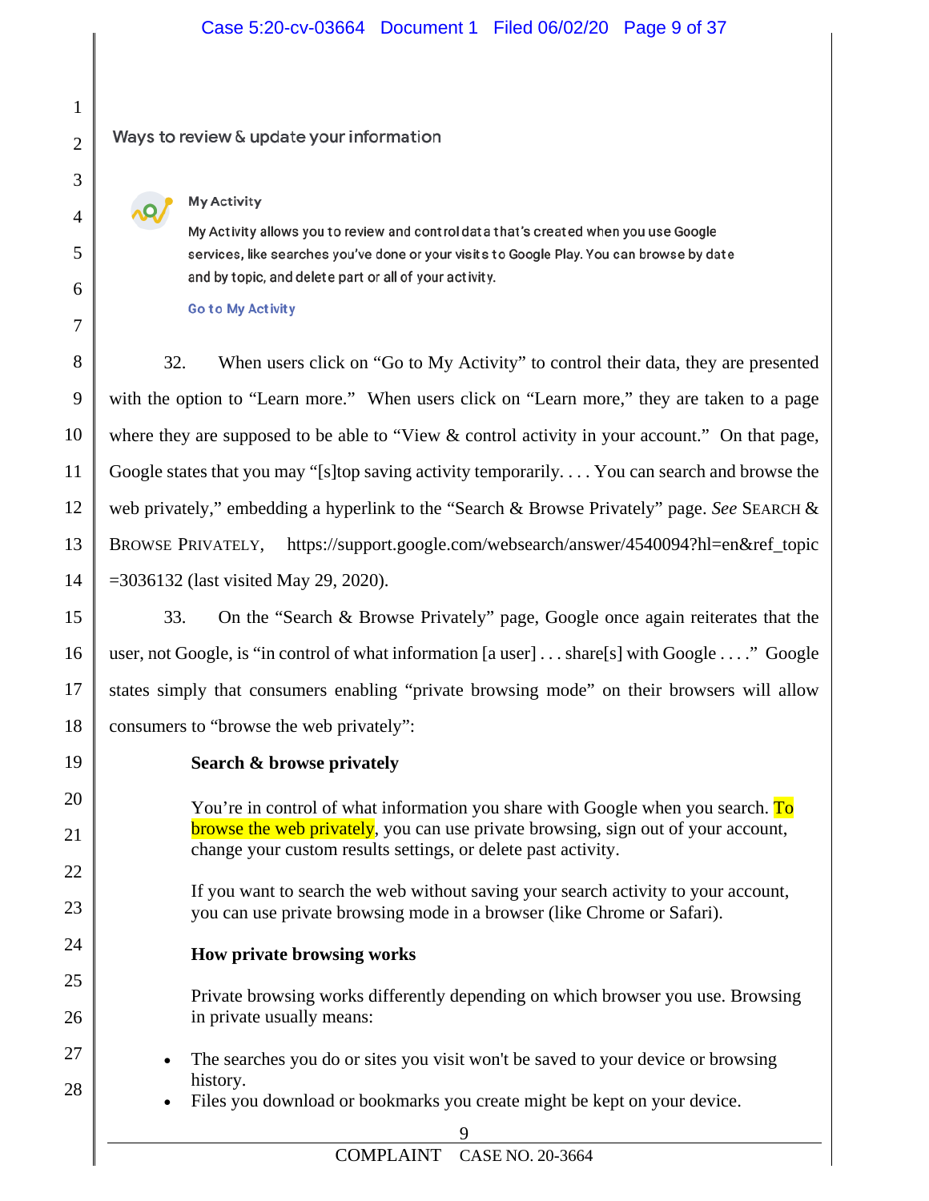Ways to review & update your information

**My Activity**

My Activity allows you to review and control data that's created when you use Google services, like searches you've done or your visits to Google Play. You can browse by date and by topic, and delete part or all of your activity.

Go to My Activity

32. When users click on "Go to My Activity" to control their data, they are presented with the option to "Learn more." When users click on "Learn more," they are taken to a page where they are supposed to be able to "View & control activity in your account." On that page, Google states that you may "[s]top saving activity temporarily. . . . You can search and browse the web privately," embedding a hyperlink to the "Search & Browse Privately" page. *See* SEARCH & BROWSE PRIVATELY, https://support.google.com/websearch/answer/4540094?hl=en&ref_topic =3036132 (last visited May 29, 2020).

33. On the "Search & Browse Privately" page, Google once again reiterates that the user, not Google, is "in control of what information [a user] . . . share[s] with Google . . . ." Google states simply that consumers enabling "private browsing mode" on their browsers will allow consumers to "browse the web privately":

> **Search & browse privately**
>
> You're in control of what information you share with Google when you search. To browse the web privately, you can use private browsing, sign out of your account, change your custom results settings, or delete past activity.
>
> If you want to search the web without saving your search activity to your account, you can use private browsing mode in a browser (like Chrome or Safari).
>
> **How private browsing works**
>
> Private browsing works differently depending on which browser you use. Browsing in private usually means:
>
> - The searches you do or sites you visit won't be saved to your device or browsing history.
> - Files you download or bookmarks you create might be kept on your device.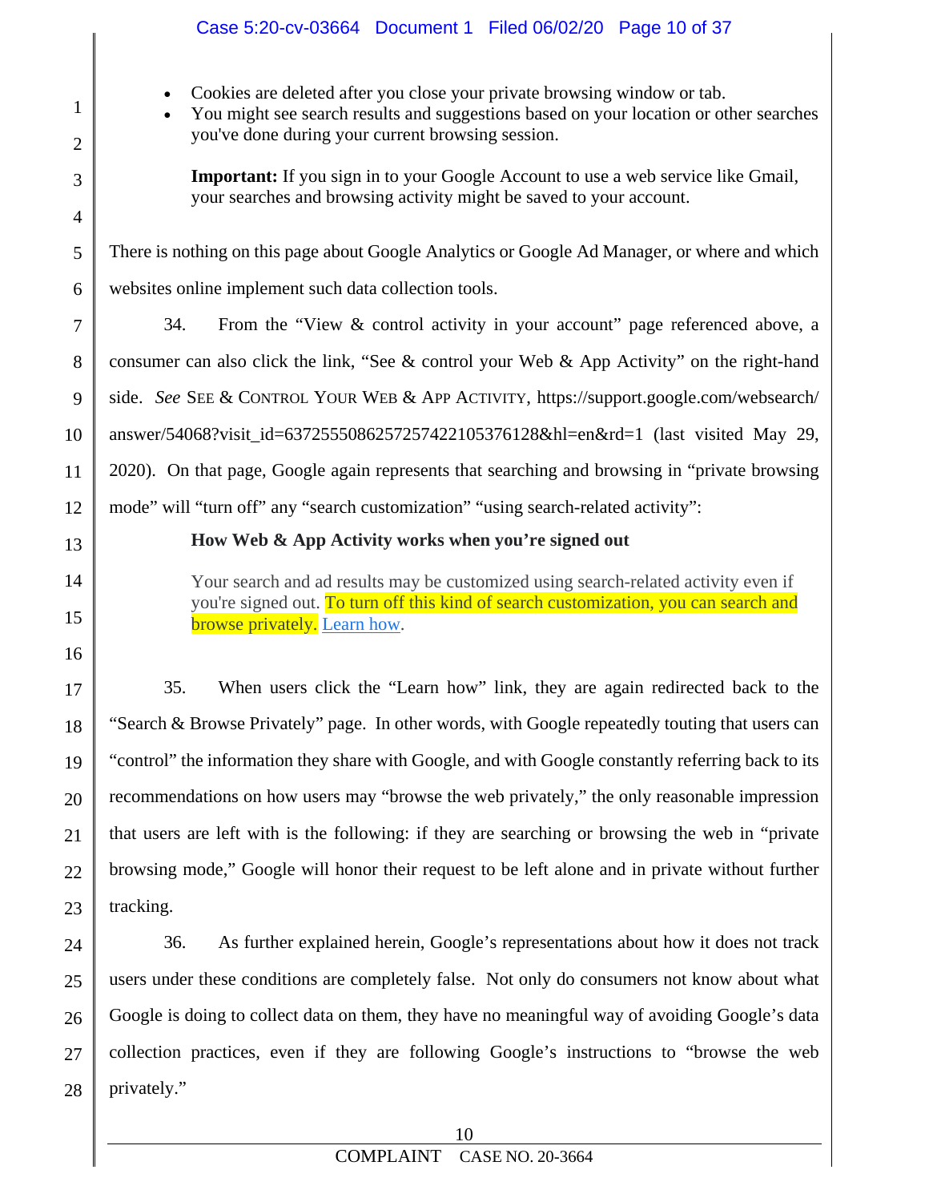- Cookies are deleted after you close your private browsing window or tab.
- You might see search results and suggestions based on your location or other searches you've done during your current browsing session.

> **Important:** If you sign in to your Google Account to use a web service like Gmail, your searches and browsing activity might be saved to your account.

There is nothing on this page about Google Analytics or Google Ad Manager, or where and which websites online implement such data collection tools.

34. From the "View & control activity in your account" page referenced above, a consumer can also click the link, "See & control your Web & App Activity" on the right-hand side. *See* SEE & CONTROL YOUR WEB & APP ACTIVITY, https://support.google.com/websearch/answer/54068?visit_id=637255508625725742210537 6128&hl=en&rd=1 (last visited May 29, 2020). On that page, Google again represents that searching and browsing in "private browsing mode" will "turn off" any "search customization" "using search-related activity":

> **How Web & App Activity works when you're signed out**
>
> Your search and ad results may be customized using search-related activity even if you're signed out. To turn off this kind of search customization, you can search and browse privately. Learn how.

35. When users click the "Learn how" link, they are again redirected back to the "Search & Browse Privately" page. In other words, with Google repeatedly touting that users can "control" the information they share with Google, and with Google constantly referring back to its recommendations on how users may "browse the web privately," the only reasonable impression that users are left with is the following: if they are searching or browsing the web in "private browsing mode," Google will honor their request to be left alone and in private without further tracking.

36. As further explained herein, Google's representations about how it does not track users under these conditions are completely false. Not only do consumers not know about what Google is doing to collect data on them, they have no meaningful way of avoiding Google's data collection practices, even if they are following Google's instructions to "browse the web privately."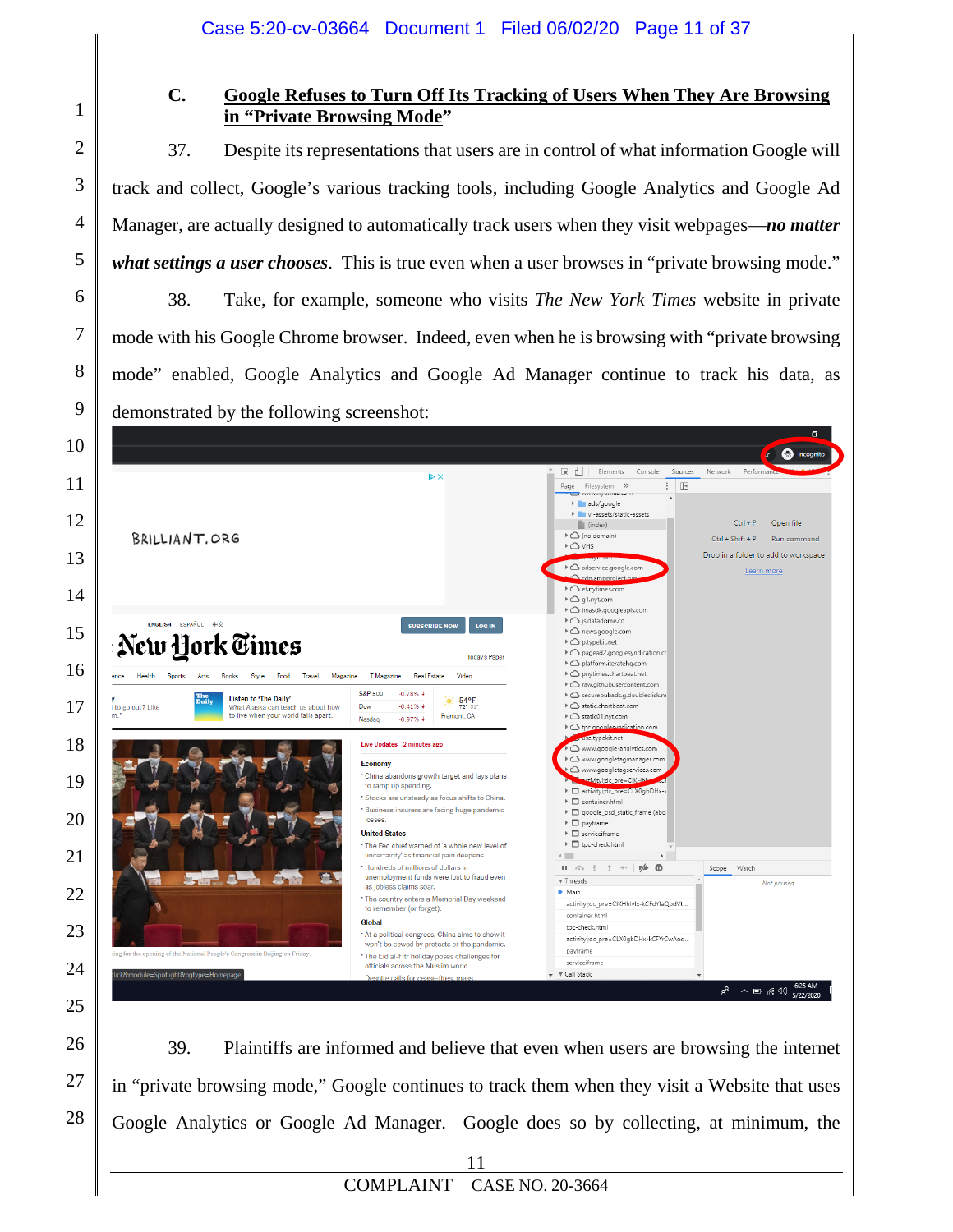### C. Google Refuses to Turn Off Its Tracking of Users When They Are Browsing in "Private Browsing Mode"

37. Despite its representations that users are in control of what information Google will track and collect, Google's various tracking tools, including Google Analytics and Google Ad Manager, are actually designed to automatically track users when they visit webpages—***no matter what settings a user chooses***. This is true even when a user browses in "private browsing mode."

38. Take, for example, someone who visits *The New York Times* website in private mode with his Google Chrome browser. Indeed, even when he is browsing with "private browsing mode" enabled, Google Analytics and Google Ad Manager continue to track his data, as demonstrated by the following screenshot:

39. Plaintiffs are informed and believe that even when users are browsing the internet in "private browsing mode," Google continues to track them when they visit a Website that uses Google Analytics or Google Ad Manager. Google does so by collecting, at minimum, the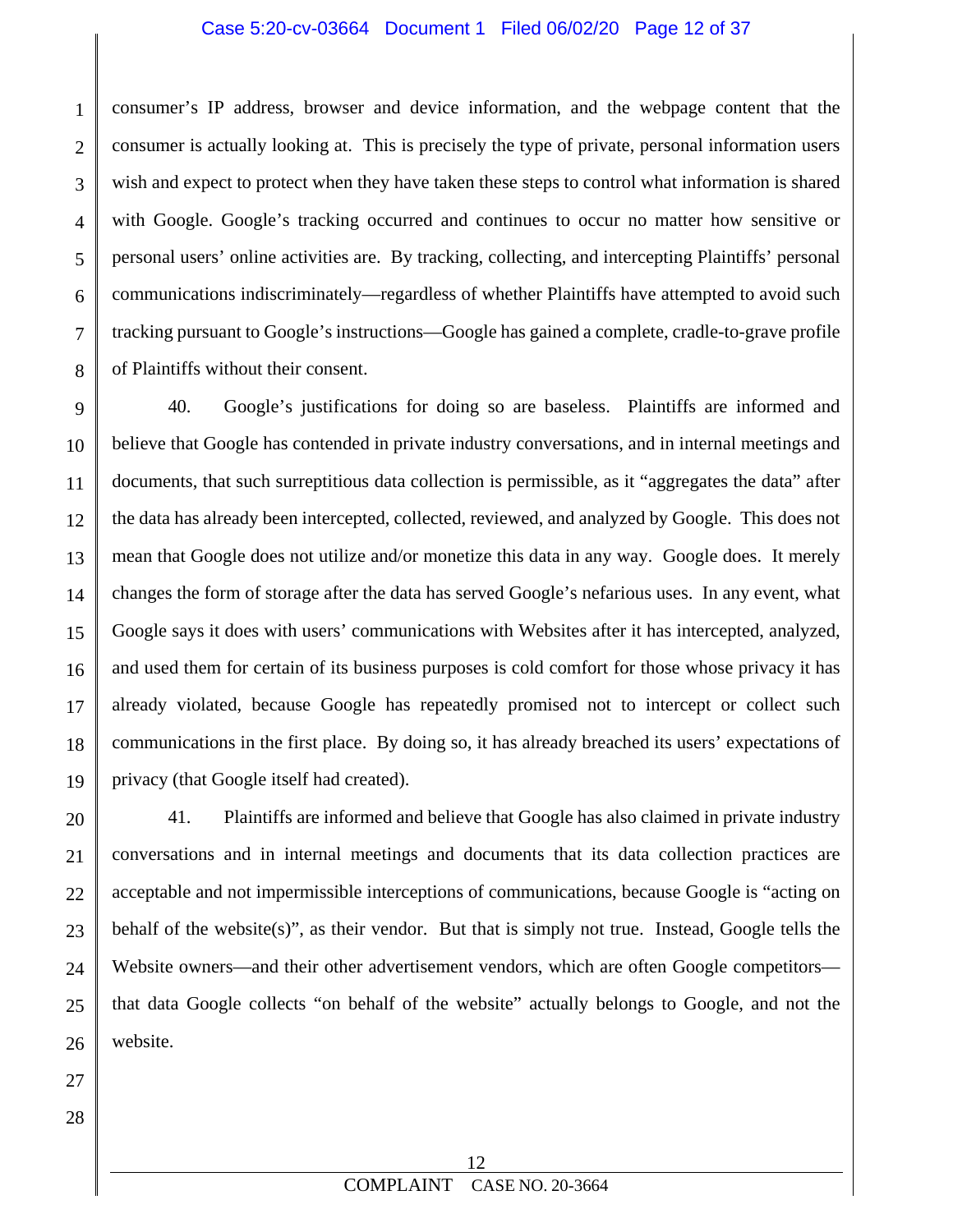consumer's IP address, browser and device information, and the webpage content that the consumer is actually looking at. This is precisely the type of private, personal information users wish and expect to protect when they have taken these steps to control what information is shared with Google. Google's tracking occurred and continues to occur no matter how sensitive or personal users' online activities are. By tracking, collecting, and intercepting Plaintiffs' personal communications indiscriminately—regardless of whether Plaintiffs have attempted to avoid such tracking pursuant to Google's instructions—Google has gained a complete, cradle-to-grave profile of Plaintiffs without their consent.

40. Google's justifications for doing so are baseless. Plaintiffs are informed and believe that Google has contended in private industry conversations, and in internal meetings and documents, that such surreptitious data collection is permissible, as it "aggregates the data" after the data has already been intercepted, collected, reviewed, and analyzed by Google. This does not mean that Google does not utilize and/or monetize this data in any way. Google does. It merely changes the form of storage after the data has served Google's nefarious uses. In any event, what Google says it does with users' communications with Websites after it has intercepted, analyzed, and used them for certain of its business purposes is cold comfort for those whose privacy it has already violated, because Google has repeatedly promised not to intercept or collect such communications in the first place. By doing so, it has already breached its users' expectations of privacy (that Google itself had created).

41. Plaintiffs are informed and believe that Google has also claimed in private industry conversations and in internal meetings and documents that its data collection practices are acceptable and not impermissible interceptions of communications, because Google is "acting on behalf of the website(s)", as their vendor. But that is simply not true. Instead, Google tells the Website owners—and their other advertisement vendors, which are often Google competitors—that data Google collects "on behalf of the website" actually belongs to Google, and not the website.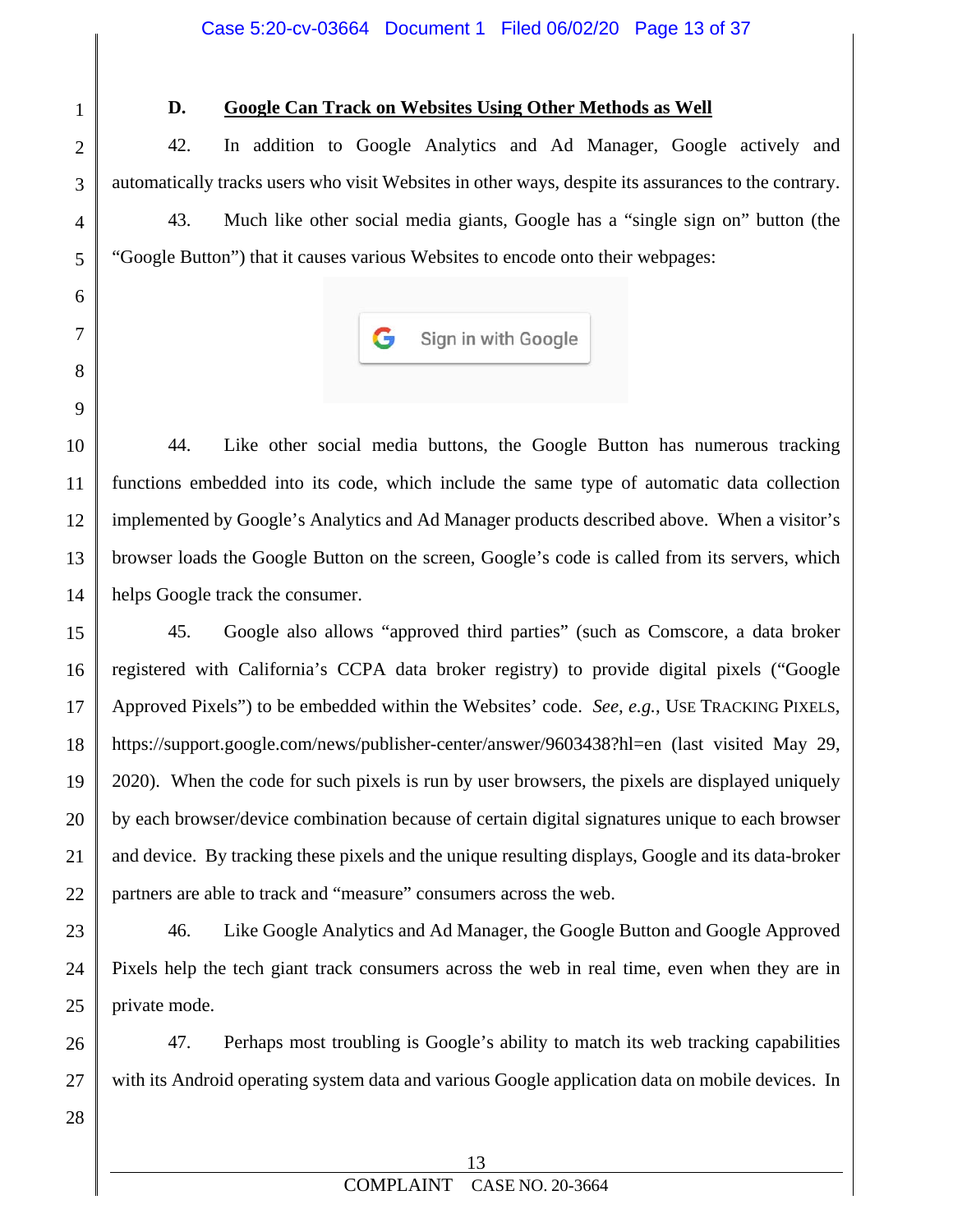### D. Google Can Track on Websites Using Other Methods as Well

42. In addition to Google Analytics and Ad Manager, Google actively and automatically tracks users who visit Websites in other ways, despite its assurances to the contrary.

43. Much like other social media giants, Google has a "single sign on" button (the "Google Button") that it causes various Websites to encode onto their webpages:

Sign in with Google

44. Like other social media buttons, the Google Button has numerous tracking functions embedded into its code, which include the same type of automatic data collection implemented by Google's Analytics and Ad Manager products described above. When a visitor's browser loads the Google Button on the screen, Google's code is called from its servers, which helps Google track the consumer.

45. Google also allows "approved third parties" (such as Comscore, a data broker registered with California's CCPA data broker registry) to provide digital pixels ("Google Approved Pixels") to be embedded within the Websites' code. *See, e.g.*, USE TRACKING PIXELS, https://support.google.com/news/publisher-center/answer/9603438?hl=en (last visited May 29, 2020). When the code for such pixels is run by user browsers, the pixels are displayed uniquely by each browser/device combination because of certain digital signatures unique to each browser and device. By tracking these pixels and the unique resulting displays, Google and its data-broker partners are able to track and "measure" consumers across the web.

46. Like Google Analytics and Ad Manager, the Google Button and Google Approved Pixels help the tech giant track consumers across the web in real time, even when they are in private mode.

47. Perhaps most troubling is Google's ability to match its web tracking capabilities with its Android operating system data and various Google application data on mobile devices. In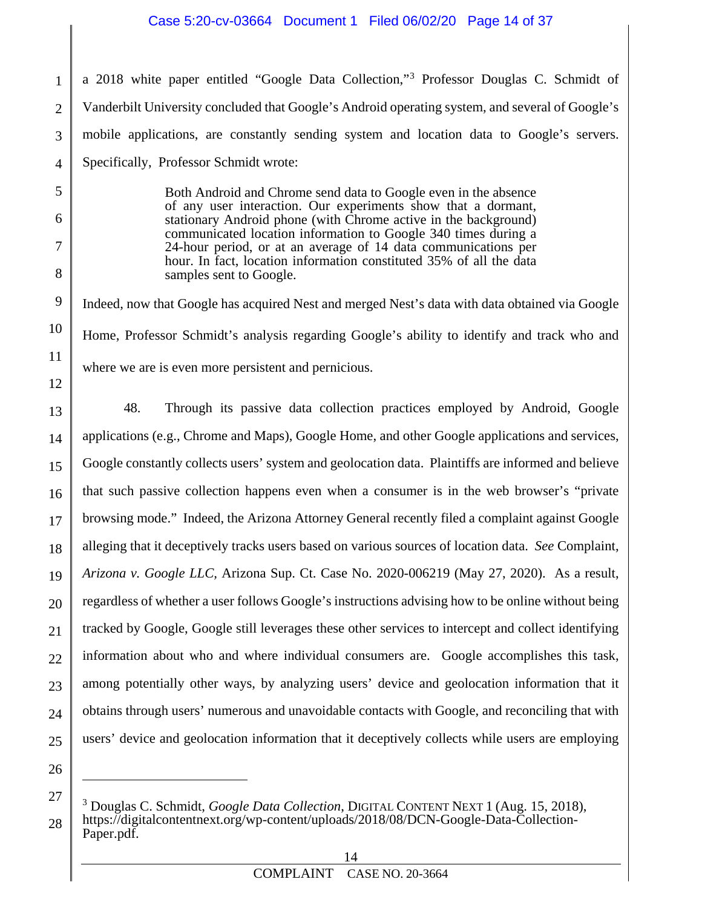a 2018 white paper entitled "Google Data Collection,"[3] Professor Douglas C. Schmidt of Vanderbilt University concluded that Google's Android operating system, and several of Google's mobile applications, are constantly sending system and location data to Google's servers. Specifically, Professor Schmidt wrote:

> Both Android and Chrome send data to Google even in the absence of any user interaction. Our experiments show that a dormant, stationary Android phone (with Chrome active in the background) communicated location information to Google 340 times during a 24-hour period, or at an average of 14 data communications per hour. In fact, location information constituted 35% of all the data samples sent to Google.

Indeed, now that Google has acquired Nest and merged Nest's data with data obtained via Google Home, Professor Schmidt's analysis regarding Google's ability to identify and track who and where we are is even more persistent and pernicious.

48. Through its passive data collection practices employed by Android, Google applications (e.g., Chrome and Maps), Google Home, and other Google applications and services, Google constantly collects users' system and geolocation data. Plaintiffs are informed and believe that such passive collection happens even when a consumer is in the web browser's "private browsing mode." Indeed, the Arizona Attorney General recently filed a complaint against Google alleging that it deceptively tracks users based on various sources of location data. *See* Complaint, *Arizona v. Google LLC,* Arizona Sup. Ct. Case No. 2020-006219 (May 27, 2020). As a result, regardless of whether a user follows Google's instructions advising how to be online without being tracked by Google, Google still leverages these other services to intercept and collect identifying information about who and where individual consumers are. Google accomplishes this task, among potentially other ways, by analyzing users' device and geolocation information that it obtains through users' numerous and unavoidable contacts with Google, and reconciling that with users' device and geolocation information that it deceptively collects while users are employing

---

[3] Douglas C. Schmidt, *Google Data Collection*, DIGITAL CONTENT NEXT 1 (Aug. 15, 2018), https://digitalcontentnext.org/wp-content/uploads/2018/08/DCN-Google-Data-Collection-Paper.pdf.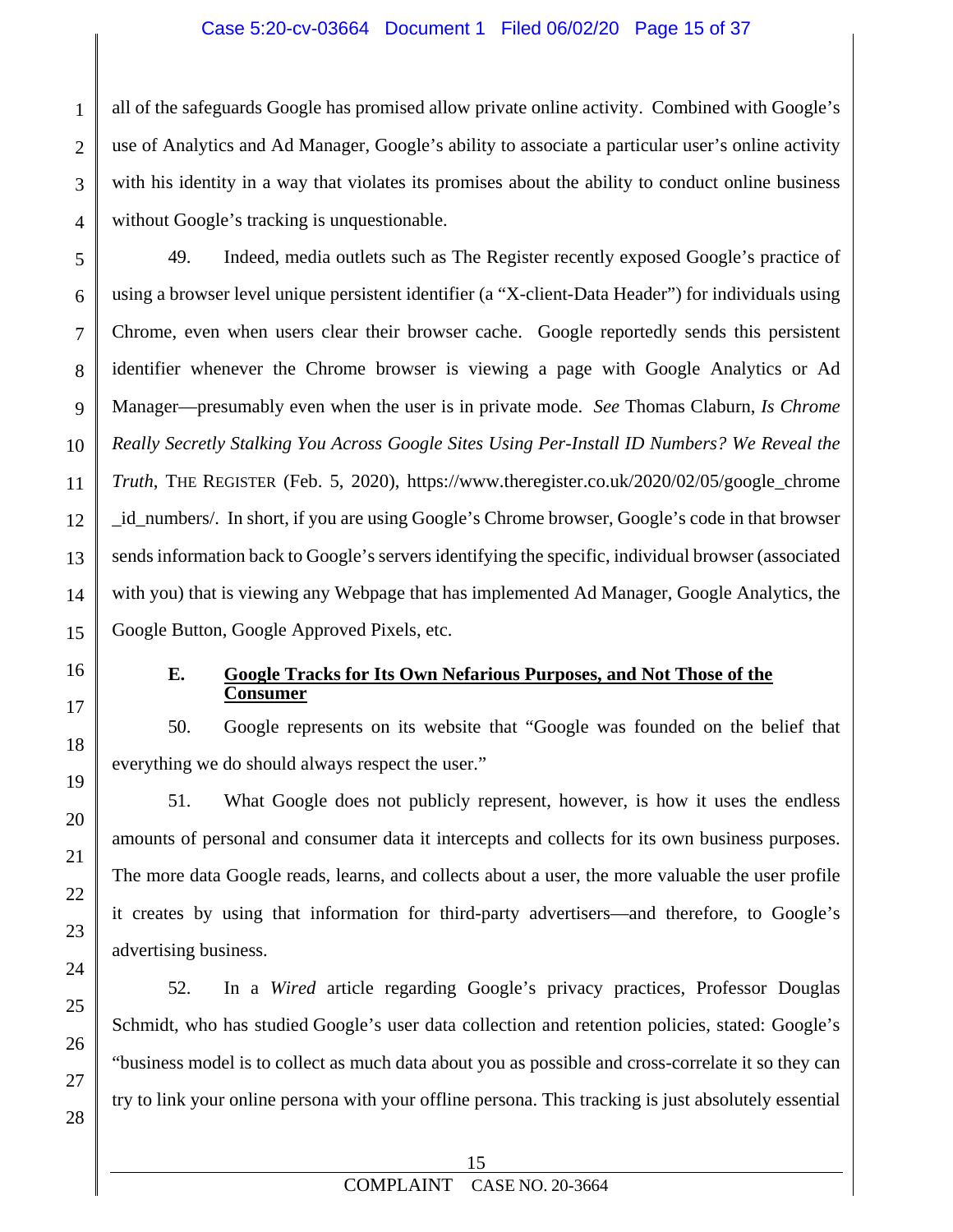all of the safeguards Google has promised allow private online activity. Combined with Google's use of Analytics and Ad Manager, Google's ability to associate a particular user's online activity with his identity in a way that violates its promises about the ability to conduct online business without Google's tracking is unquestionable.

49. Indeed, media outlets such as The Register recently exposed Google's practice of using a browser level unique persistent identifier (a "X-client-Data Header") for individuals using Chrome, even when users clear their browser cache. Google reportedly sends this persistent identifier whenever the Chrome browser is viewing a page with Google Analytics or Ad Manager—presumably even when the user is in private mode. *See* Thomas Claburn, *Is Chrome Really Secretly Stalking You Across Google Sites Using Per-Install ID Numbers? We Reveal the Truth*, THE REGISTER (Feb. 5, 2020), https://www.theregister.co.uk/2020/02/05/google_chrome_id_numbers/. In short, if you are using Google's Chrome browser, Google's code in that browser sends information back to Google's servers identifying the specific, individual browser (associated with you) that is viewing any Webpage that has implemented Ad Manager, Google Analytics, the Google Button, Google Approved Pixels, etc.

### E. Google Tracks for Its Own Nefarious Purposes, and Not Those of the Consumer

50. Google represents on its website that "Google was founded on the belief that everything we do should always respect the user."

51. What Google does not publicly represent, however, is how it uses the endless amounts of personal and consumer data it intercepts and collects for its own business purposes. The more data Google reads, learns, and collects about a user, the more valuable the user profile it creates by using that information for third-party advertisers—and therefore, to Google's advertising business.

52. In a *Wired* article regarding Google's privacy practices, Professor Douglas Schmidt, who has studied Google's user data collection and retention policies, stated: Google's "business model is to collect as much data about you as possible and cross-correlate it so they can try to link your online persona with your offline persona. This tracking is just absolutely essential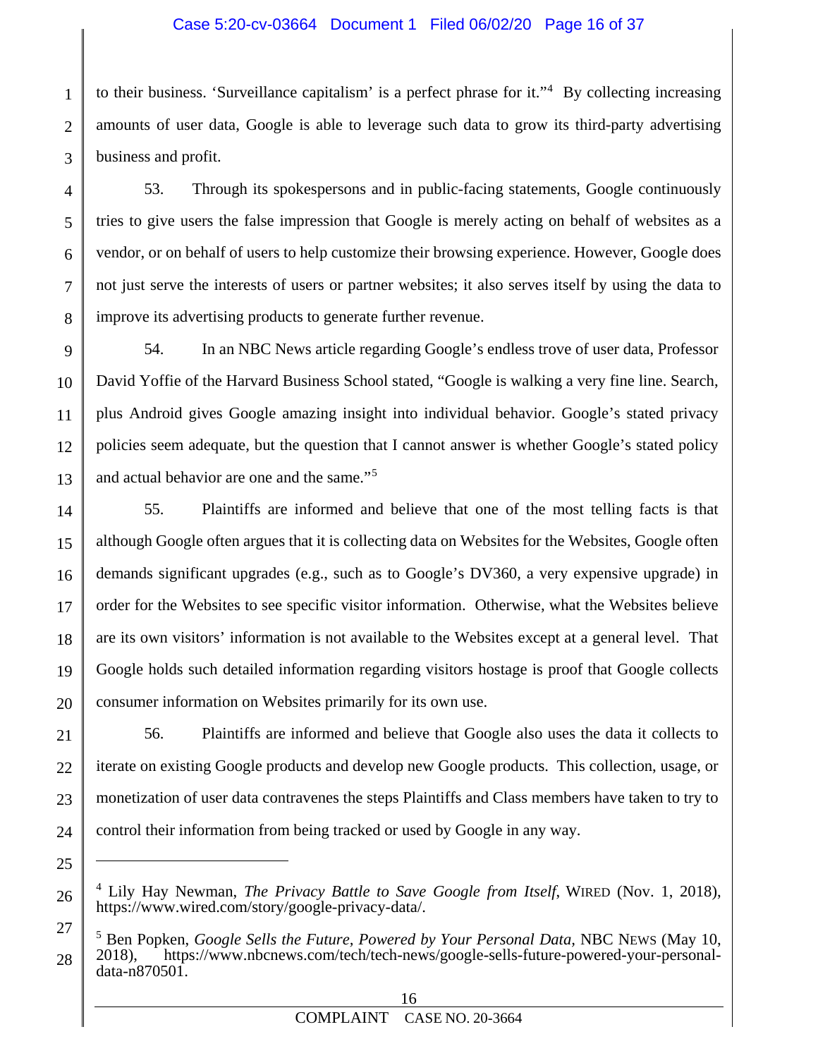to their business. 'Surveillance capitalism' is a perfect phrase for it."[4] By collecting increasing amounts of user data, Google is able to leverage such data to grow its third-party advertising business and profit.

53. Through its spokespersons and in public-facing statements, Google continuously tries to give users the false impression that Google is merely acting on behalf of websites as a vendor, or on behalf of users to help customize their browsing experience. However, Google does not just serve the interests of users or partner websites; it also serves itself by using the data to improve its advertising products to generate further revenue.

54. In an NBC News article regarding Google's endless trove of user data, Professor David Yoffie of the Harvard Business School stated, "Google is walking a very fine line. Search, plus Android gives Google amazing insight into individual behavior. Google's stated privacy policies seem adequate, but the question that I cannot answer is whether Google's stated policy and actual behavior are one and the same."[5]

55. Plaintiffs are informed and believe that one of the most telling facts is that although Google often argues that it is collecting data on Websites for the Websites, Google often demands significant upgrades (e.g., such as to Google's DV360, a very expensive upgrade) in order for the Websites to see specific visitor information. Otherwise, what the Websites believe are its own visitors' information is not available to the Websites except at a general level. That Google holds such detailed information regarding visitors hostage is proof that Google collects consumer information on Websites primarily for its own use.

56. Plaintiffs are informed and believe that Google also uses the data it collects to iterate on existing Google products and develop new Google products. This collection, usage, or monetization of user data contravenes the steps Plaintiffs and Class members have taken to try to control their information from being tracked or used by Google in any way.

---

[4] Lily Hay Newman, *The Privacy Battle to Save Google from Itself*, WIRED (Nov. 1, 2018), https://www.wired.com/story/google-privacy-data/.

[5] Ben Popken, *Google Sells the Future, Powered by Your Personal Data*, NBC NEWS (May 10, 2018), https://www.nbcnews.com/tech/tech-news/google-sells-future-powered-your-personal-data-n870501.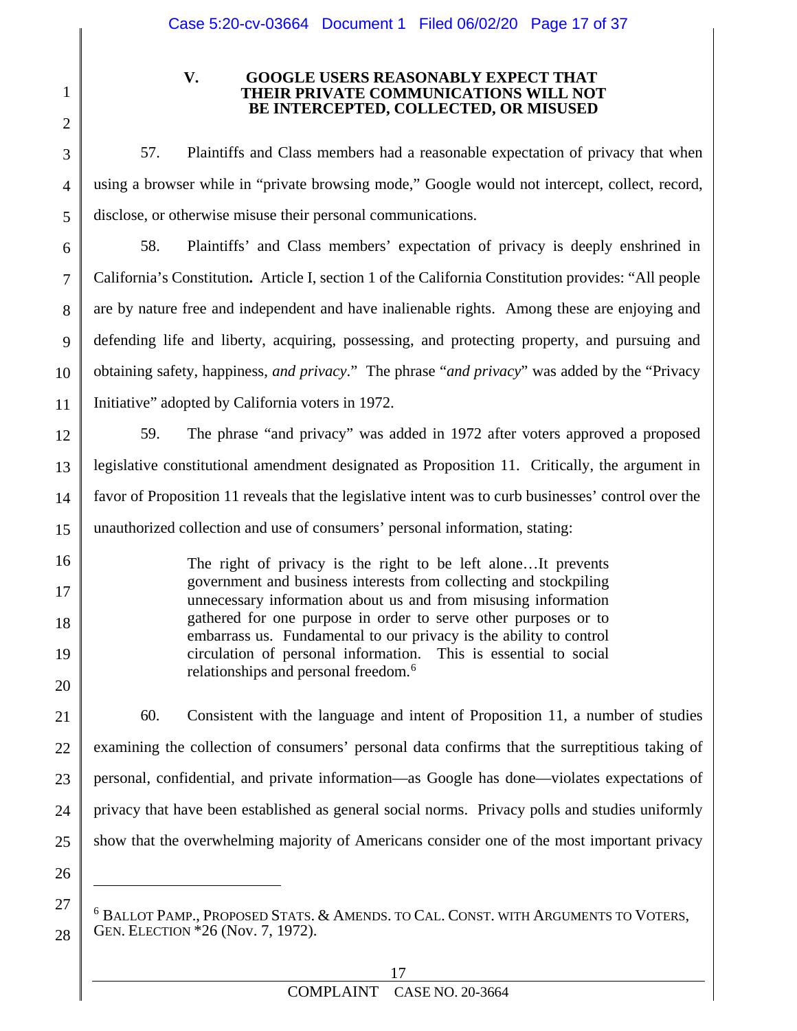## V. GOOGLE USERS REASONABLY EXPECT THAT THEIR PRIVATE COMMUNICATIONS WILL NOT BE INTERCEPTED, COLLECTED, OR MISUSED

57. Plaintiffs and Class members had a reasonable expectation of privacy that when using a browser while in "private browsing mode," Google would not intercept, collect, record, disclose, or otherwise misuse their personal communications.

58. Plaintiffs' and Class members' expectation of privacy is deeply enshrined in California's Constitution**.** Article I, section 1 of the California Constitution provides: "All people are by nature free and independent and have inalienable rights. Among these are enjoying and defending life and liberty, acquiring, possessing, and protecting property, and pursuing and obtaining safety, happiness, *and privacy*." The phrase "*and privacy*" was added by the "Privacy Initiative" adopted by California voters in 1972.

59. The phrase "and privacy" was added in 1972 after voters approved a proposed legislative constitutional amendment designated as Proposition 11. Critically, the argument in favor of Proposition 11 reveals that the legislative intent was to curb businesses' control over the unauthorized collection and use of consumers' personal information, stating:

> The right of privacy is the right to be left alone…It prevents government and business interests from collecting and stockpiling unnecessary information about us and from misusing information gathered for one purpose in order to serve other purposes or to embarrass us. Fundamental to our privacy is the ability to control circulation of personal information. This is essential to social relationships and personal freedom.[6]

60. Consistent with the language and intent of Proposition 11, a number of studies examining the collection of consumers' personal data confirms that the surreptitious taking of personal, confidential, and private information—as Google has done—violates expectations of privacy that have been established as general social norms. Privacy polls and studies uniformly show that the overwhelming majority of Americans consider one of the most important privacy

---

[6] BALLOT PAMP., PROPOSED STATS. & AMENDS. TO CAL. CONST. WITH ARGUMENTS TO VOTERS, GEN. ELECTION *26 (Nov. 7, 1972).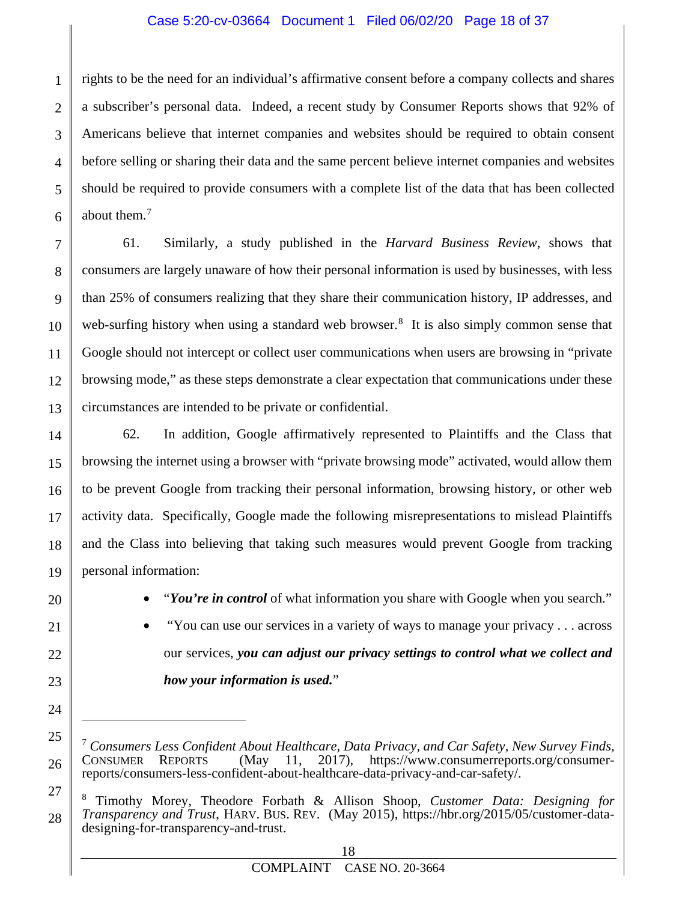rights to be the need for an individual's affirmative consent before a company collects and shares a subscriber's personal data. Indeed, a recent study by Consumer Reports shows that 92% of Americans believe that internet companies and websites should be required to obtain consent before selling or sharing their data and the same percent believe internet companies and websites should be required to provide consumers with a complete list of the data that has been collected about them.[7]

61. Similarly, a study published in the *Harvard Business Review*, shows that consumers are largely unaware of how their personal information is used by businesses, with less than 25% of consumers realizing that they share their communication history, IP addresses, and web-surfing history when using a standard web browser.[8] It is also simply common sense that Google should not intercept or collect user communications when users are browsing in "private browsing mode," as these steps demonstrate a clear expectation that communications under these circumstances are intended to be private or confidential.

62. In addition, Google affirmatively represented to Plaintiffs and the Class that browsing the internet using a browser with "private browsing mode" activated, would allow them to be prevent Google from tracking their personal information, browsing history, or other web activity data. Specifically, Google made the following misrepresentations to mislead Plaintiffs and the Class into believing that taking such measures would prevent Google from tracking personal information:

- "***You're in control*** of what information you share with Google when you search."
- "You can use our services in a variety of ways to manage your privacy . . . across our services, ***you can adjust our privacy settings to control what we collect and how your information is used.***"

---

[7] *Consumers Less Confident About Healthcare, Data Privacy, and Car Safety, New Survey Finds*, CONSUMER REPORTS (May 11, 2017), https://www.consumerreports.org/consumer-reports/consumers-less-confident-about-healthcare-data-privacy-and-car-safety/.

[8] Timothy Morey, Theodore Forbath & Allison Shoop, *Customer Data: Designing for Transparency and Trust*, HARV. BUS. REV. (May 2015), https://hbr.org/2015/05/customer-data-designing-for-transparency-and-trust.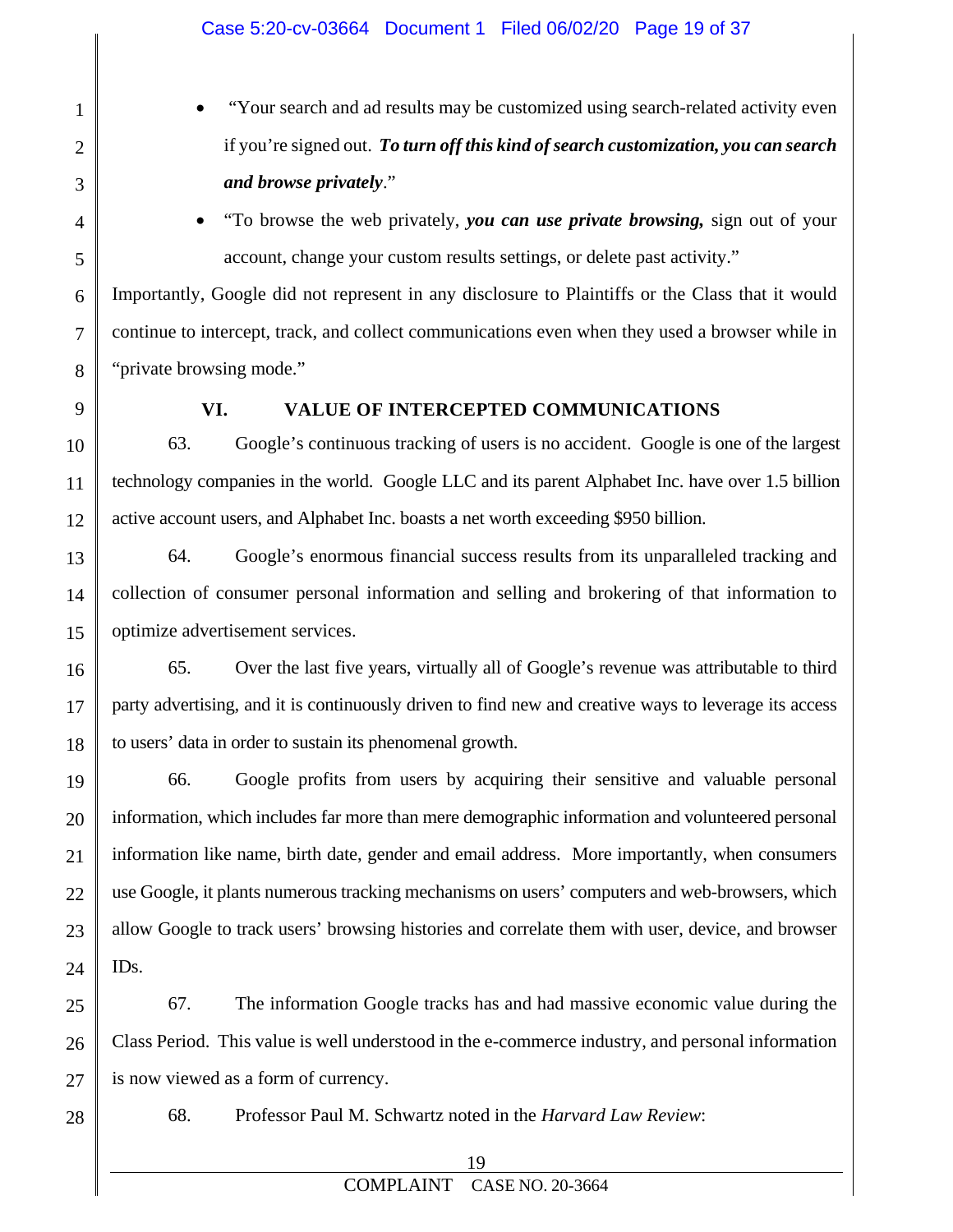- "Your search and ad results may be customized using search-related activity even if you're signed out. ***To turn off this kind of search customization, you can search and browse privately***."
- "To browse the web privately, ***you can use private browsing,*** sign out of your account, change your custom results settings, or delete past activity."

Importantly, Google did not represent in any disclosure to Plaintiffs or the Class that it would continue to intercept, track, and collect communications even when they used a browser while in "private browsing mode."

## VI. VALUE OF INTERCEPTED COMMUNICATIONS

63. Google's continuous tracking of users is no accident. Google is one of the largest technology companies in the world. Google LLC and its parent Alphabet Inc. have over 1.5 billion active account users, and Alphabet Inc. boasts a net worth exceeding $950 billion.

64. Google's enormous financial success results from its unparalleled tracking and collection of consumer personal information and selling and brokering of that information to optimize advertisement services.

65. Over the last five years, virtually all of Google's revenue was attributable to third party advertising, and it is continuously driven to find new and creative ways to leverage its access to users' data in order to sustain its phenomenal growth.

66. Google profits from users by acquiring their sensitive and valuable personal information, which includes far more than mere demographic information and volunteered personal information like name, birth date, gender and email address. More importantly, when consumers use Google, it plants numerous tracking mechanisms on users' computers and web-browsers, which allow Google to track users' browsing histories and correlate them with user, device, and browser IDs.

67. The information Google tracks has and had massive economic value during the Class Period. This value is well understood in the e-commerce industry, and personal information is now viewed as a form of currency.

68. Professor Paul M. Schwartz noted in the *Harvard Law Review*: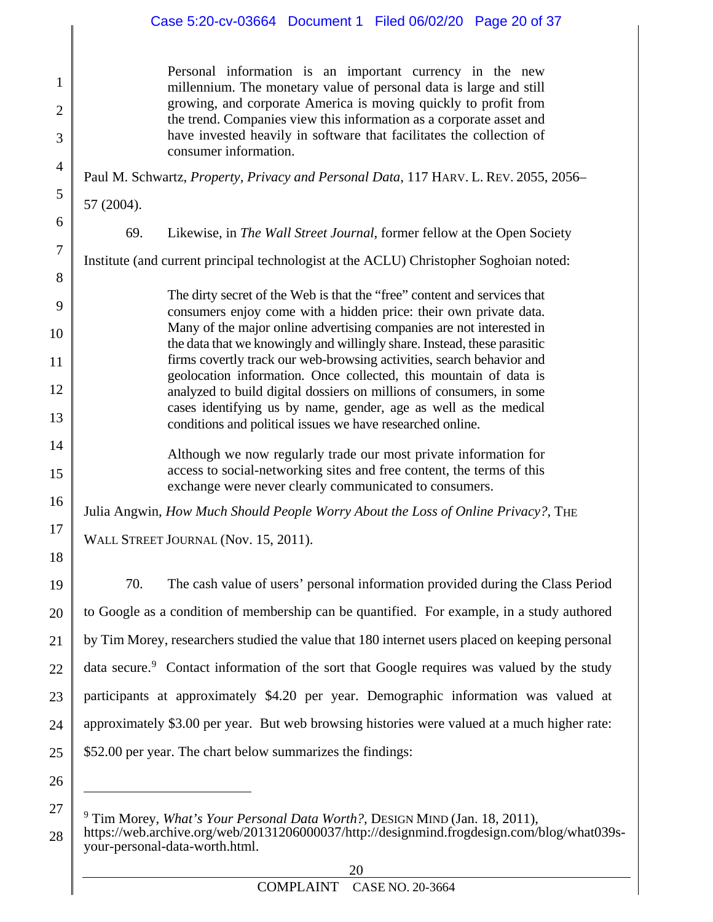> Personal information is an important currency in the new millennium. The monetary value of personal data is large and still growing, and corporate America is moving quickly to profit from the trend. Companies view this information as a corporate asset and have invested heavily in software that facilitates the collection of consumer information.

Paul M. Schwartz, *Property, Privacy and Personal Data*, 117 HARV. L. REV. 2055, 2056–57 (2004).

69. Likewise, in *The Wall Street Journal*, former fellow at the Open Society Institute (and current principal technologist at the ACLU) Christopher Soghoian noted:

> The dirty secret of the Web is that the "free" content and services that consumers enjoy come with a hidden price: their own private data. Many of the major online advertising companies are not interested in the data that we knowingly and willingly share. Instead, these parasitic firms covertly track our web-browsing activities, search behavior and geolocation information. Once collected, this mountain of data is analyzed to build digital dossiers on millions of consumers, in some cases identifying us by name, gender, age as well as the medical conditions and political issues we have researched online.
>
> Although we now regularly trade our most private information for access to social-networking sites and free content, the terms of this exchange were never clearly communicated to consumers.

Julia Angwin, *How Much Should People Worry About the Loss of Online Privacy?*, THE WALL STREET JOURNAL (Nov. 15, 2011).

70. The cash value of users' personal information provided during the Class Period to Google as a condition of membership can be quantified. For example, in a study authored by Tim Morey, researchers studied the value that 180 internet users placed on keeping personal data secure.[9] Contact information of the sort that Google requires was valued by the study participants at approximately $4.20 per year. Demographic information was valued at approximately $3.00 per year. But web browsing histories were valued at a much higher rate: $52.00 per year. The chart below summarizes the findings:

---

[9] Tim Morey, *What's Your Personal Data Worth?*, DESIGN MIND (Jan. 18, 2011), https://web.archive.org/web/20131206000037/http://designmind.frogdesign.com/blog/what039s-your-personal-data-worth.html.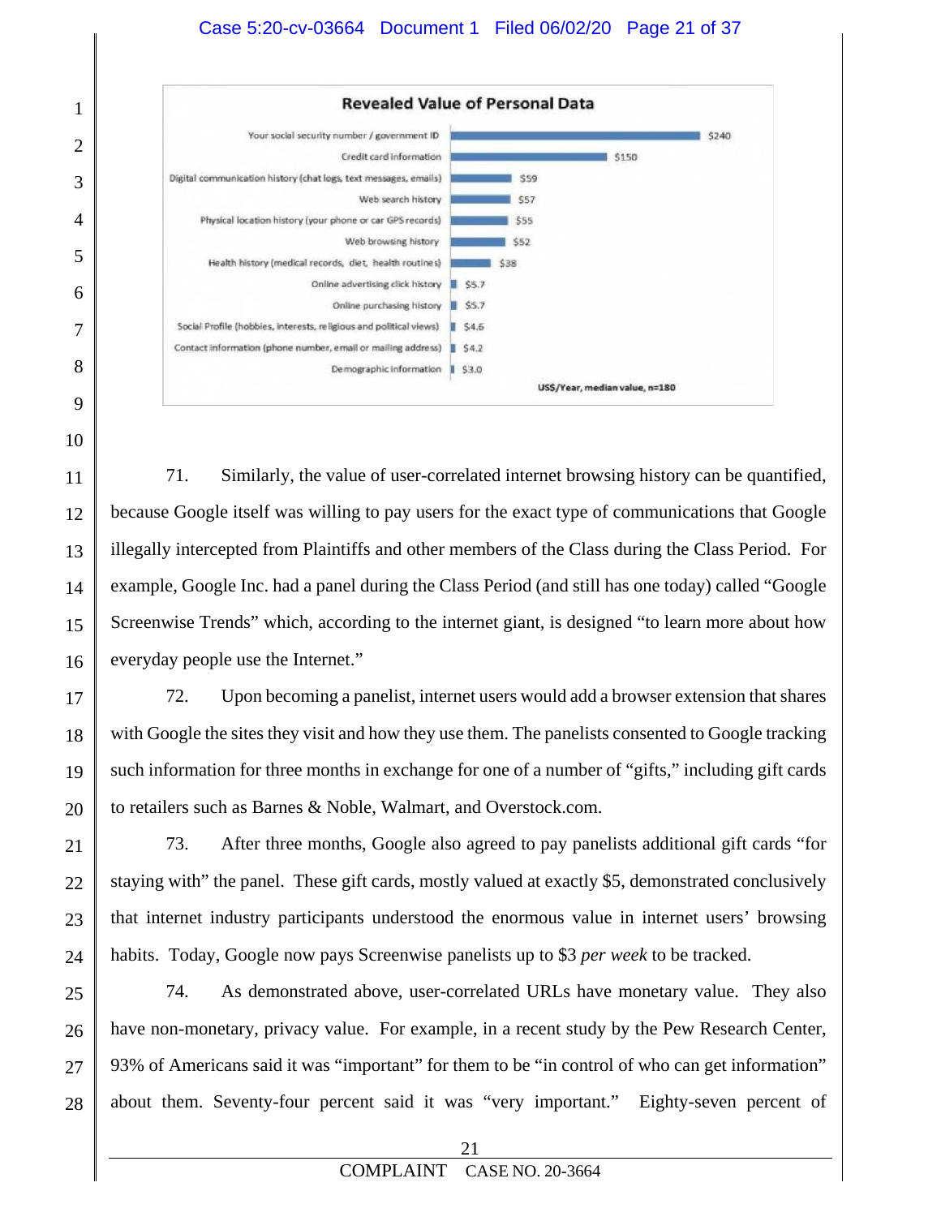**Revealed Value of Personal Data**

| Data type | US$/Year, median value, n=180 |
|---|---|
| Your social security number / government ID | $240 |
| Credit card information | $150 |
| Digital communication history (chat logs, text messages, emails) | $59 |
| Web search history | $57 |
| Physical location history (your phone or car GPS records) | $55 |
| Web browsing history | $52 |
| Health history (medical records, diet, health routines) | $38 |
| Online advertising click history | $5.7 |
| Online purchasing history | $5.7 |
| Social Profile (hobbies, interests, religious and political views) | $4.6 |
| Contact information (phone number, email or mailing address) | $4.2 |
| Demographic information | $3.0 |

71. Similarly, the value of user-correlated internet browsing history can be quantified, because Google itself was willing to pay users for the exact type of communications that Google illegally intercepted from Plaintiffs and other members of the Class during the Class Period. For example, Google Inc. had a panel during the Class Period (and still has one today) called "Google Screenwise Trends" which, according to the internet giant, is designed "to learn more about how everyday people use the Internet."

72. Upon becoming a panelist, internet users would add a browser extension that shares with Google the sites they visit and how they use them. The panelists consented to Google tracking such information for three months in exchange for one of a number of "gifts," including gift cards to retailers such as Barnes & Noble, Walmart, and Overstock.com.

73. After three months, Google also agreed to pay panelists additional gift cards "for staying with" the panel. These gift cards, mostly valued at exactly $5, demonstrated conclusively that internet industry participants understood the enormous value in internet users' browsing habits. Today, Google now pays Screenwise panelists up to $3 *per week* to be tracked.

74. As demonstrated above, user-correlated URLs have monetary value. They also have non-monetary, privacy value. For example, in a recent study by the Pew Research Center, 93% of Americans said it was "important" for them to be "in control of who can get information" about them. Seventy-four percent said it was "very important." Eighty-seven percent of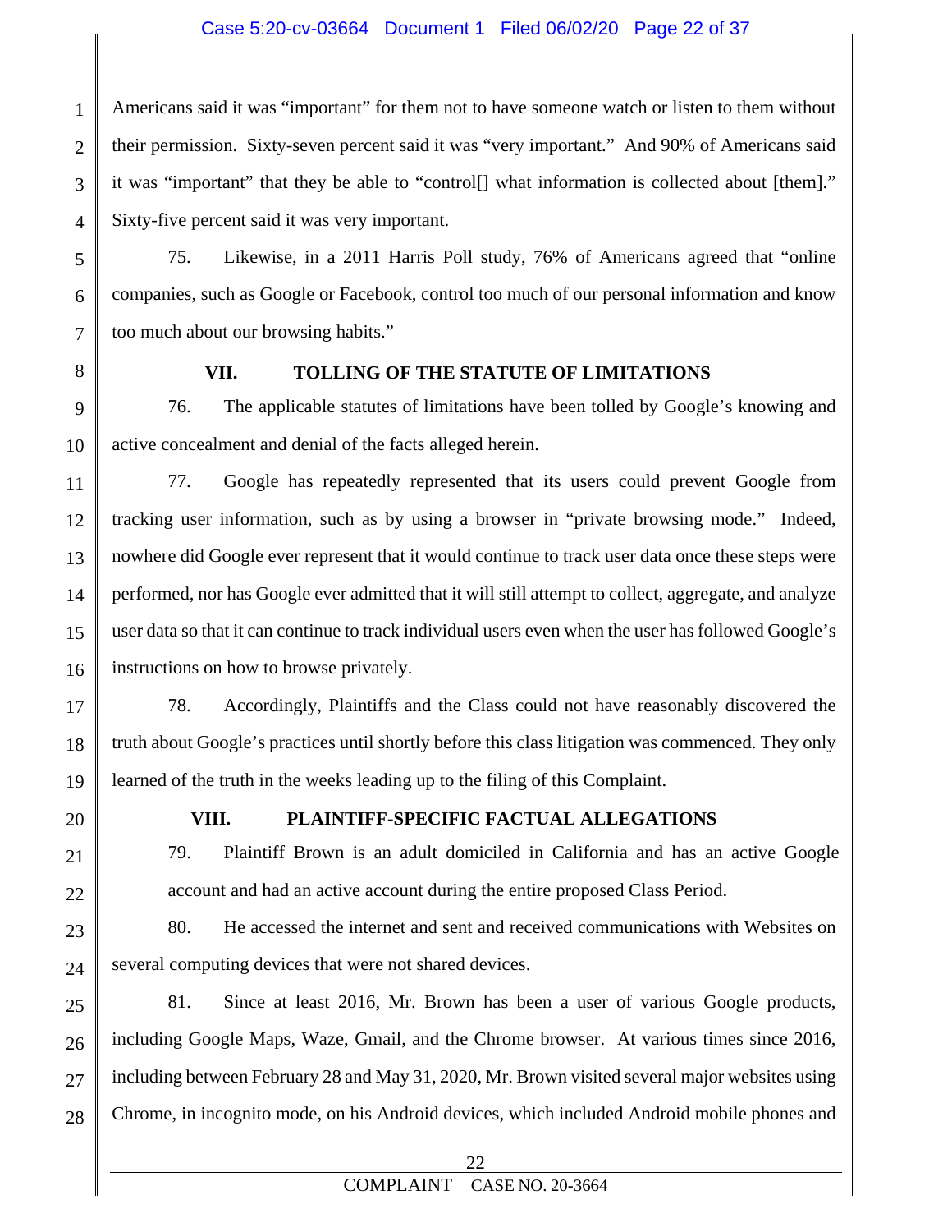Americans said it was "important" for them not to have someone watch or listen to them without their permission. Sixty-seven percent said it was "very important." And 90% of Americans said it was "important" that they be able to "control[] what information is collected about [them]." Sixty-five percent said it was very important.

75. Likewise, in a 2011 Harris Poll study, 76% of Americans agreed that "online companies, such as Google or Facebook, control too much of our personal information and know too much about our browsing habits."

## VII. TOLLING OF THE STATUTE OF LIMITATIONS

76. The applicable statutes of limitations have been tolled by Google's knowing and active concealment and denial of the facts alleged herein.

77. Google has repeatedly represented that its users could prevent Google from tracking user information, such as by using a browser in "private browsing mode." Indeed, nowhere did Google ever represent that it would continue to track user data once these steps were performed, nor has Google ever admitted that it will still attempt to collect, aggregate, and analyze user data so that it can continue to track individual users even when the user has followed Google's instructions on how to browse privately.

78. Accordingly, Plaintiffs and the Class could not have reasonably discovered the truth about Google's practices until shortly before this class litigation was commenced. They only learned of the truth in the weeks leading up to the filing of this Complaint.

## VIII. PLAINTIFF-SPECIFIC FACTUAL ALLEGATIONS

79. Plaintiff Brown is an adult domiciled in California and has an active Google account and had an active account during the entire proposed Class Period.

80. He accessed the internet and sent and received communications with Websites on several computing devices that were not shared devices.

81. Since at least 2016, Mr. Brown has been a user of various Google products, including Google Maps, Waze, Gmail, and the Chrome browser. At various times since 2016, including between February 28 and May 31, 2020, Mr. Brown visited several major websites using Chrome, in incognito mode, on his Android devices, which included Android mobile phones and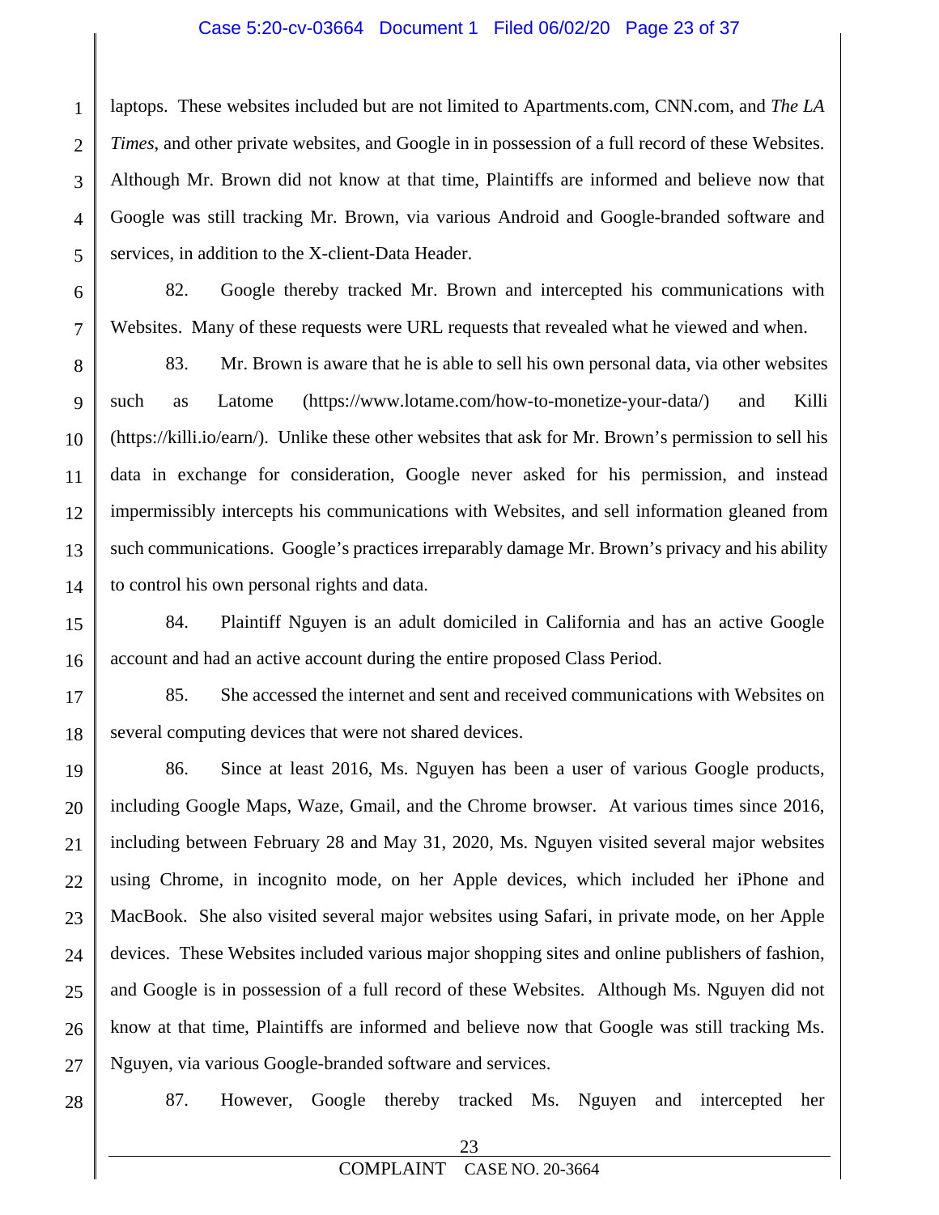laptops. These websites included but are not limited to Apartments.com, CNN.com, and *The LA Times*, and other private websites, and Google in in possession of a full record of these Websites. Although Mr. Brown did not know at that time, Plaintiffs are informed and believe now that Google was still tracking Mr. Brown, via various Android and Google-branded software and services, in addition to the X-client-Data Header.

82. Google thereby tracked Mr. Brown and intercepted his communications with Websites. Many of these requests were URL requests that revealed what he viewed and when.

83. Mr. Brown is aware that he is able to sell his own personal data, via other websites such as Latome (https://www.lotame.com/how-to-monetize-your-data/) and Killi (https://killi.io/earn/). Unlike these other websites that ask for Mr. Brown's permission to sell his data in exchange for consideration, Google never asked for his permission, and instead impermissibly intercepts his communications with Websites, and sell information gleaned from such communications. Google's practices irreparably damage Mr. Brown's privacy and his ability to control his own personal rights and data.

84. Plaintiff Nguyen is an adult domiciled in California and has an active Google account and had an active account during the entire proposed Class Period.

85. She accessed the internet and sent and received communications with Websites on several computing devices that were not shared devices.

86. Since at least 2016, Ms. Nguyen has been a user of various Google products, including Google Maps, Waze, Gmail, and the Chrome browser. At various times since 2016, including between February 28 and May 31, 2020, Ms. Nguyen visited several major websites using Chrome, in incognito mode, on her Apple devices, which included her iPhone and MacBook. She also visited several major websites using Safari, in private mode, on her Apple devices. These Websites included various major shopping sites and online publishers of fashion, and Google is in possession of a full record of these Websites. Although Ms. Nguyen did not know at that time, Plaintiffs are informed and believe now that Google was still tracking Ms. Nguyen, via various Google-branded software and services.

87. However, Google thereby tracked Ms. Nguyen and intercepted her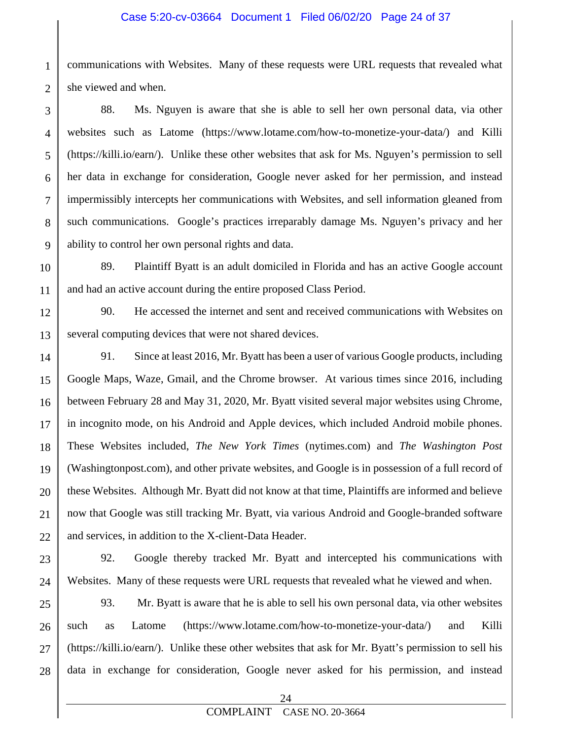communications with Websites. Many of these requests were URL requests that revealed what she viewed and when.

88. Ms. Nguyen is aware that she is able to sell her own personal data, via other websites such as Latome (https://www.lotame.com/how-to-monetize-your-data/) and Killi (https://killi.io/earn/). Unlike these other websites that ask for Ms. Nguyen's permission to sell her data in exchange for consideration, Google never asked for her permission, and instead impermissibly intercepts her communications with Websites, and sell information gleaned from such communications. Google's practices irreparably damage Ms. Nguyen's privacy and her ability to control her own personal rights and data.

89. Plaintiff Byatt is an adult domiciled in Florida and has an active Google account and had an active account during the entire proposed Class Period.

90. He accessed the internet and sent and received communications with Websites on several computing devices that were not shared devices.

91. Since at least 2016, Mr. Byatt has been a user of various Google products, including Google Maps, Waze, Gmail, and the Chrome browser. At various times since 2016, including between February 28 and May 31, 2020, Mr. Byatt visited several major websites using Chrome, in incognito mode, on his Android and Apple devices, which included Android mobile phones. These Websites included, *The New York Times* (nytimes.com) and *The Washington Post* (Washingtonpost.com), and other private websites, and Google is in possession of a full record of these Websites. Although Mr. Byatt did not know at that time, Plaintiffs are informed and believe now that Google was still tracking Mr. Byatt, via various Android and Google-branded software and services, in addition to the X-client-Data Header.

92. Google thereby tracked Mr. Byatt and intercepted his communications with Websites. Many of these requests were URL requests that revealed what he viewed and when.

93. Mr. Byatt is aware that he is able to sell his own personal data, via other websites such as Latome (https://www.lotame.com/how-to-monetize-your-data/) and Killi (https://killi.io/earn/). Unlike these other websites that ask for Mr. Byatt's permission to sell his data in exchange for consideration, Google never asked for his permission, and instead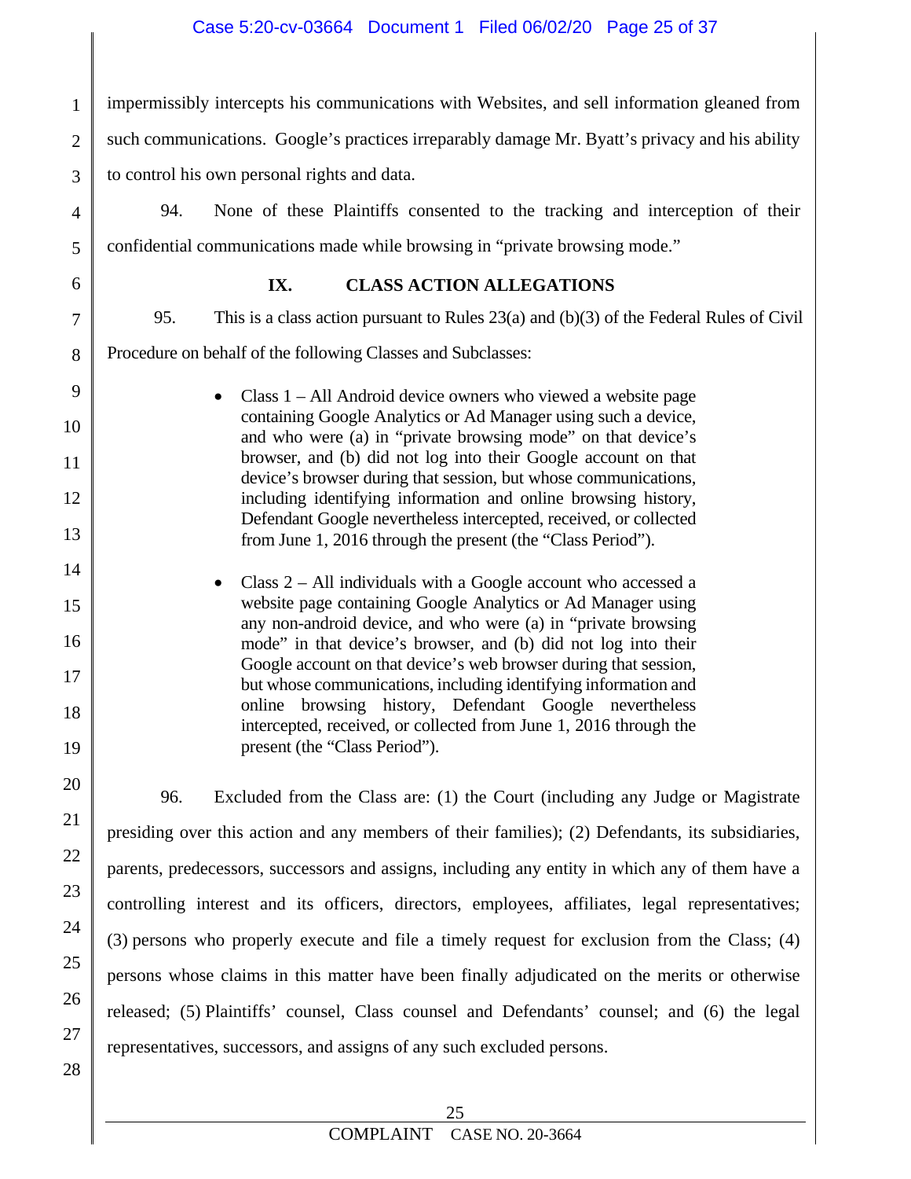impermissibly intercepts his communications with Websites, and sell information gleaned from such communications. Google's practices irreparably damage Mr. Byatt's privacy and his ability to control his own personal rights and data.

94. None of these Plaintiffs consented to the tracking and interception of their confidential communications made while browsing in "private browsing mode."

## IX. CLASS ACTION ALLEGATIONS

95. This is a class action pursuant to Rules 23(a) and (b)(3) of the Federal Rules of Civil Procedure on behalf of the following Classes and Subclasses:

- Class 1 – All Android device owners who viewed a website page containing Google Analytics or Ad Manager using such a device, and who were (a) in "private browsing mode" on that device's browser, and (b) did not log into their Google account on that device's browser during that session, but whose communications, including identifying information and online browsing history, Defendant Google nevertheless intercepted, received, or collected from June 1, 2016 through the present (the "Class Period").

- Class 2 – All individuals with a Google account who accessed a website page containing Google Analytics or Ad Manager using any non-android device, and who were (a) in "private browsing mode" in that device's browser, and (b) did not log into their Google account on that device's web browser during that session, but whose communications, including identifying information and online browsing history, Defendant Google nevertheless intercepted, received, or collected from June 1, 2016 through the present (the "Class Period").

96. Excluded from the Class are: (1) the Court (including any Judge or Magistrate presiding over this action and any members of their families); (2) Defendants, its subsidiaries, parents, predecessors, successors and assigns, including any entity in which any of them have a controlling interest and its officers, directors, employees, affiliates, legal representatives; (3) persons who properly execute and file a timely request for exclusion from the Class; (4) persons whose claims in this matter have been finally adjudicated on the merits or otherwise released; (5) Plaintiffs' counsel, Class counsel and Defendants' counsel; and (6) the legal representatives, successors, and assigns of any such excluded persons.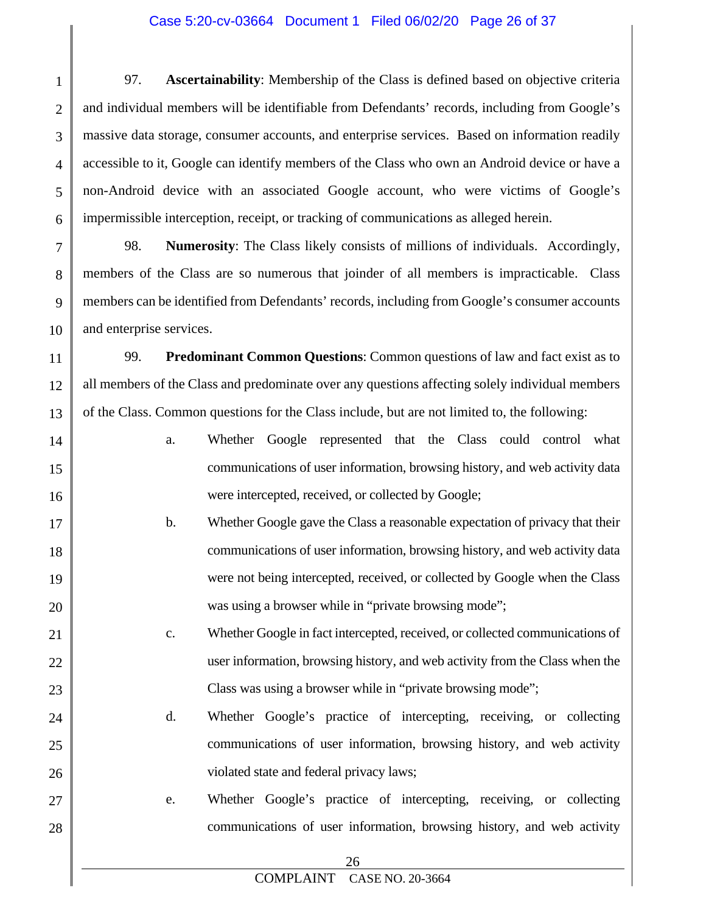97. **Ascertainability**: Membership of the Class is defined based on objective criteria and individual members will be identifiable from Defendants' records, including from Google's massive data storage, consumer accounts, and enterprise services. Based on information readily accessible to it, Google can identify members of the Class who own an Android device or have a non-Android device with an associated Google account, who were victims of Google's impermissible interception, receipt, or tracking of communications as alleged herein.

98. **Numerosity**: The Class likely consists of millions of individuals. Accordingly, members of the Class are so numerous that joinder of all members is impracticable. Class members can be identified from Defendants' records, including from Google's consumer accounts and enterprise services.

99. **Predominant Common Questions**: Common questions of law and fact exist as to all members of the Class and predominate over any questions affecting solely individual members of the Class. Common questions for the Class include, but are not limited to, the following:

a. Whether Google represented that the Class could control what communications of user information, browsing history, and web activity data were intercepted, received, or collected by Google;

b. Whether Google gave the Class a reasonable expectation of privacy that their communications of user information, browsing history, and web activity data were not being intercepted, received, or collected by Google when the Class was using a browser while in "private browsing mode";

c. Whether Google in fact intercepted, received, or collected communications of user information, browsing history, and web activity from the Class when the Class was using a browser while in "private browsing mode";

d. Whether Google's practice of intercepting, receiving, or collecting communications of user information, browsing history, and web activity violated state and federal privacy laws;

e. Whether Google's practice of intercepting, receiving, or collecting communications of user information, browsing history, and web activity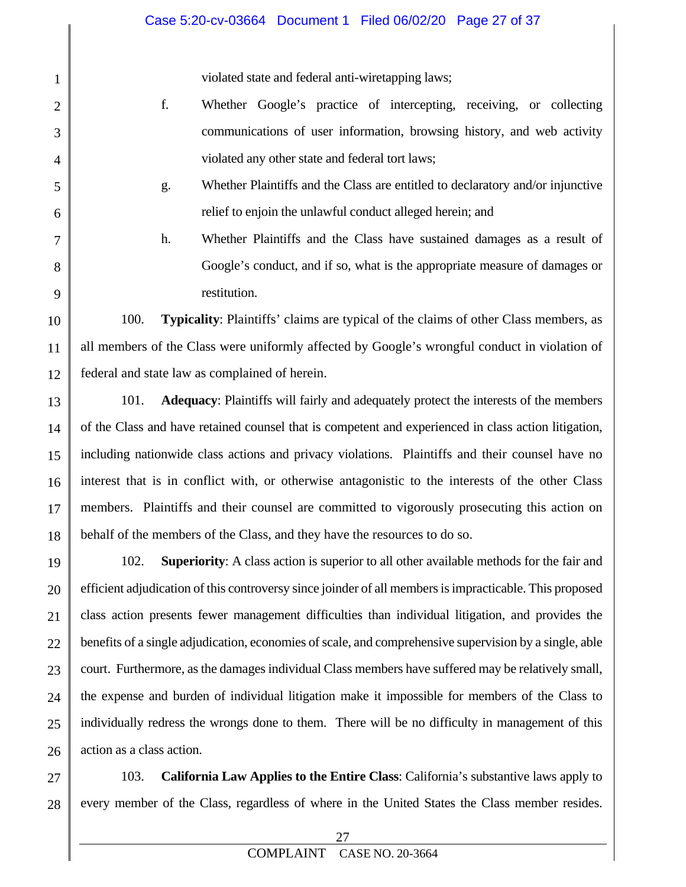violated state and federal anti-wiretapping laws;

f. Whether Google's practice of intercepting, receiving, or collecting communications of user information, browsing history, and web activity violated any other state and federal tort laws;

g. Whether Plaintiffs and the Class are entitled to declaratory and/or injunctive relief to enjoin the unlawful conduct alleged herein; and

h. Whether Plaintiffs and the Class have sustained damages as a result of Google's conduct, and if so, what is the appropriate measure of damages or restitution.

100. **Typicality**: Plaintiffs' claims are typical of the claims of other Class members, as all members of the Class were uniformly affected by Google's wrongful conduct in violation of federal and state law as complained of herein.

101. **Adequacy**: Plaintiffs will fairly and adequately protect the interests of the members of the Class and have retained counsel that is competent and experienced in class action litigation, including nationwide class actions and privacy violations. Plaintiffs and their counsel have no interest that is in conflict with, or otherwise antagonistic to the interests of the other Class members. Plaintiffs and their counsel are committed to vigorously prosecuting this action on behalf of the members of the Class, and they have the resources to do so.

102. **Superiority**: A class action is superior to all other available methods for the fair and efficient adjudication of this controversy since joinder of all members is impracticable. This proposed class action presents fewer management difficulties than individual litigation, and provides the benefits of a single adjudication, economies of scale, and comprehensive supervision by a single, able court. Furthermore, as the damages individual Class members have suffered may be relatively small, the expense and burden of individual litigation make it impossible for members of the Class to individually redress the wrongs done to them. There will be no difficulty in management of this action as a class action.

103. **California Law Applies to the Entire Class**: California's substantive laws apply to every member of the Class, regardless of where in the United States the Class member resides.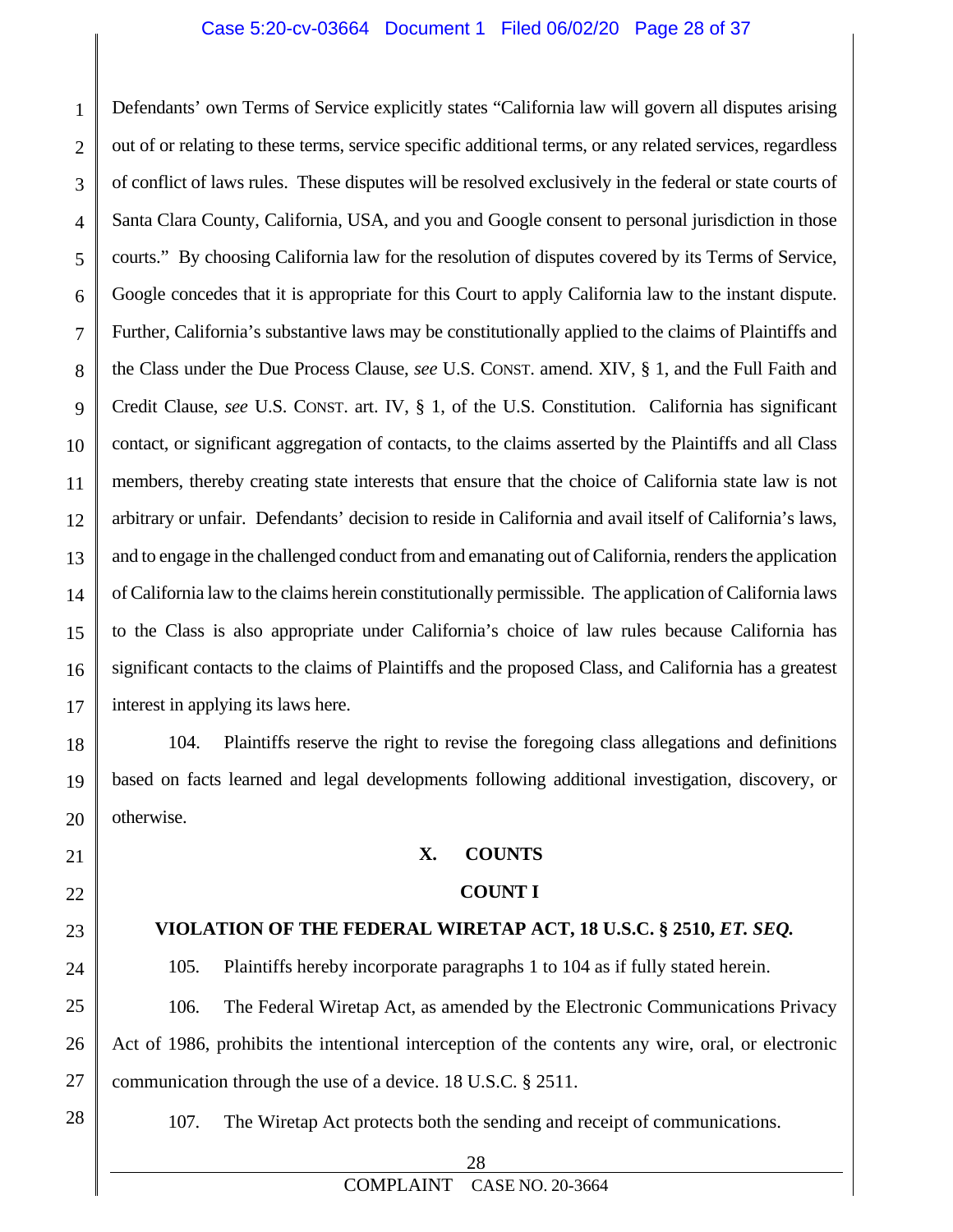Defendants' own Terms of Service explicitly states "California law will govern all disputes arising out of or relating to these terms, service specific additional terms, or any related services, regardless of conflict of laws rules. These disputes will be resolved exclusively in the federal or state courts of Santa Clara County, California, USA, and you and Google consent to personal jurisdiction in those courts." By choosing California law for the resolution of disputes covered by its Terms of Service, Google concedes that it is appropriate for this Court to apply California law to the instant dispute. Further, California's substantive laws may be constitutionally applied to the claims of Plaintiffs and the Class under the Due Process Clause, *see* U.S. CONST. amend. XIV, § 1, and the Full Faith and Credit Clause, *see* U.S. CONST. art. IV, § 1, of the U.S. Constitution. California has significant contact, or significant aggregation of contacts, to the claims asserted by the Plaintiffs and all Class members, thereby creating state interests that ensure that the choice of California state law is not arbitrary or unfair. Defendants' decision to reside in California and avail itself of California's laws, and to engage in the challenged conduct from and emanating out of California, renders the application of California law to the claims herein constitutionally permissible. The application of California laws to the Class is also appropriate under California's choice of law rules because California has significant contacts to the claims of Plaintiffs and the proposed Class, and California has a greatest interest in applying its laws here.

104. Plaintiffs reserve the right to revise the foregoing class allegations and definitions based on facts learned and legal developments following additional investigation, discovery, or otherwise.

## X. COUNTS

### COUNT I

### VIOLATION OF THE FEDERAL WIRETAP ACT, 18 U.S.C. § 2510, *ET. SEQ.*

105. Plaintiffs hereby incorporate paragraphs 1 to 104 as if fully stated herein.

106. The Federal Wiretap Act, as amended by the Electronic Communications Privacy Act of 1986, prohibits the intentional interception of the contents any wire, oral, or electronic communication through the use of a device. 18 U.S.C. § 2511.

107. The Wiretap Act protects both the sending and receipt of communications.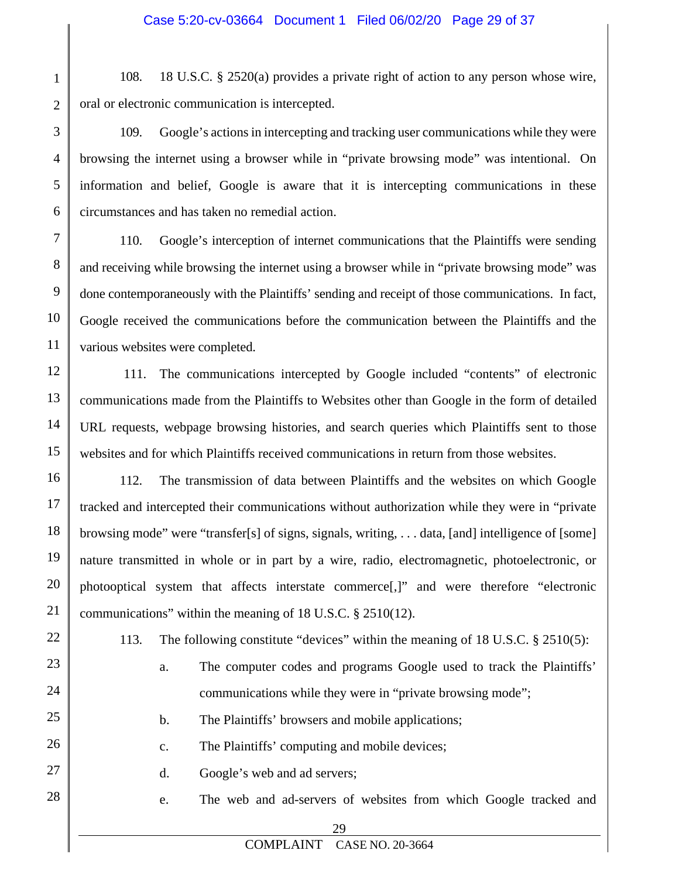108. 18 U.S.C. § 2520(a) provides a private right of action to any person whose wire, oral or electronic communication is intercepted.

109. Google's actions in intercepting and tracking user communications while they were browsing the internet using a browser while in "private browsing mode" was intentional. On information and belief, Google is aware that it is intercepting communications in these circumstances and has taken no remedial action.

110. Google's interception of internet communications that the Plaintiffs were sending and receiving while browsing the internet using a browser while in "private browsing mode" was done contemporaneously with the Plaintiffs' sending and receipt of those communications. In fact, Google received the communications before the communication between the Plaintiffs and the various websites were completed.

111. The communications intercepted by Google included "contents" of electronic communications made from the Plaintiffs to Websites other than Google in the form of detailed URL requests, webpage browsing histories, and search queries which Plaintiffs sent to those websites and for which Plaintiffs received communications in return from those websites.

112. The transmission of data between Plaintiffs and the websites on which Google tracked and intercepted their communications without authorization while they were in "private browsing mode" were "transfer[s] of signs, signals, writing, . . . data, [and] intelligence of [some] nature transmitted in whole or in part by a wire, radio, electromagnetic, photoelectronic, or photooptical system that affects interstate commerce[,]" and were therefore "electronic communications" within the meaning of 18 U.S.C. § 2510(12).

113. The following constitute "devices" within the meaning of 18 U.S.C. § 2510(5):

a. The computer codes and programs Google used to track the Plaintiffs' communications while they were in "private browsing mode";

b. The Plaintiffs' browsers and mobile applications;

c. The Plaintiffs' computing and mobile devices;

d. Google's web and ad servers;

e. The web and ad-servers of websites from which Google tracked and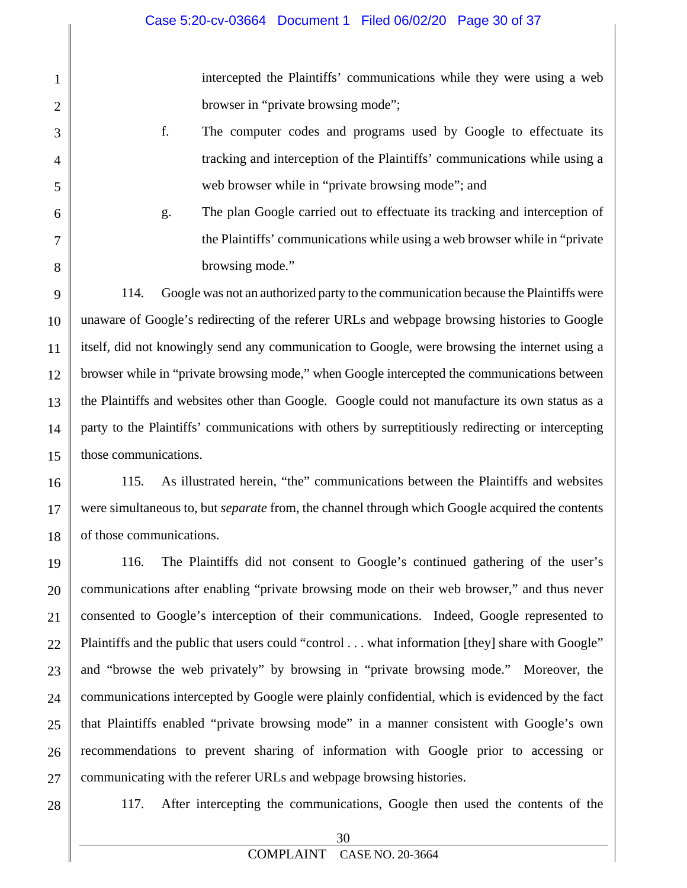intercepted the Plaintiffs' communications while they were using a web browser in "private browsing mode";

f. The computer codes and programs used by Google to effectuate its tracking and interception of the Plaintiffs' communications while using a web browser while in "private browsing mode"; and

g. The plan Google carried out to effectuate its tracking and interception of the Plaintiffs' communications while using a web browser while in "private browsing mode."

114. Google was not an authorized party to the communication because the Plaintiffs were unaware of Google's redirecting of the referer URLs and webpage browsing histories to Google itself, did not knowingly send any communication to Google, were browsing the internet using a browser while in "private browsing mode," when Google intercepted the communications between the Plaintiffs and websites other than Google. Google could not manufacture its own status as a party to the Plaintiffs' communications with others by surreptitiously redirecting or intercepting those communications.

115. As illustrated herein, "the" communications between the Plaintiffs and websites were simultaneous to, but *separate* from, the channel through which Google acquired the contents of those communications.

116. The Plaintiffs did not consent to Google's continued gathering of the user's communications after enabling "private browsing mode on their web browser," and thus never consented to Google's interception of their communications. Indeed, Google represented to Plaintiffs and the public that users could "control . . . what information [they] share with Google" and "browse the web privately" by browsing in "private browsing mode." Moreover, the communications intercepted by Google were plainly confidential, which is evidenced by the fact that Plaintiffs enabled "private browsing mode" in a manner consistent with Google's own recommendations to prevent sharing of information with Google prior to accessing or communicating with the referer URLs and webpage browsing histories.

117. After intercepting the communications, Google then used the contents of the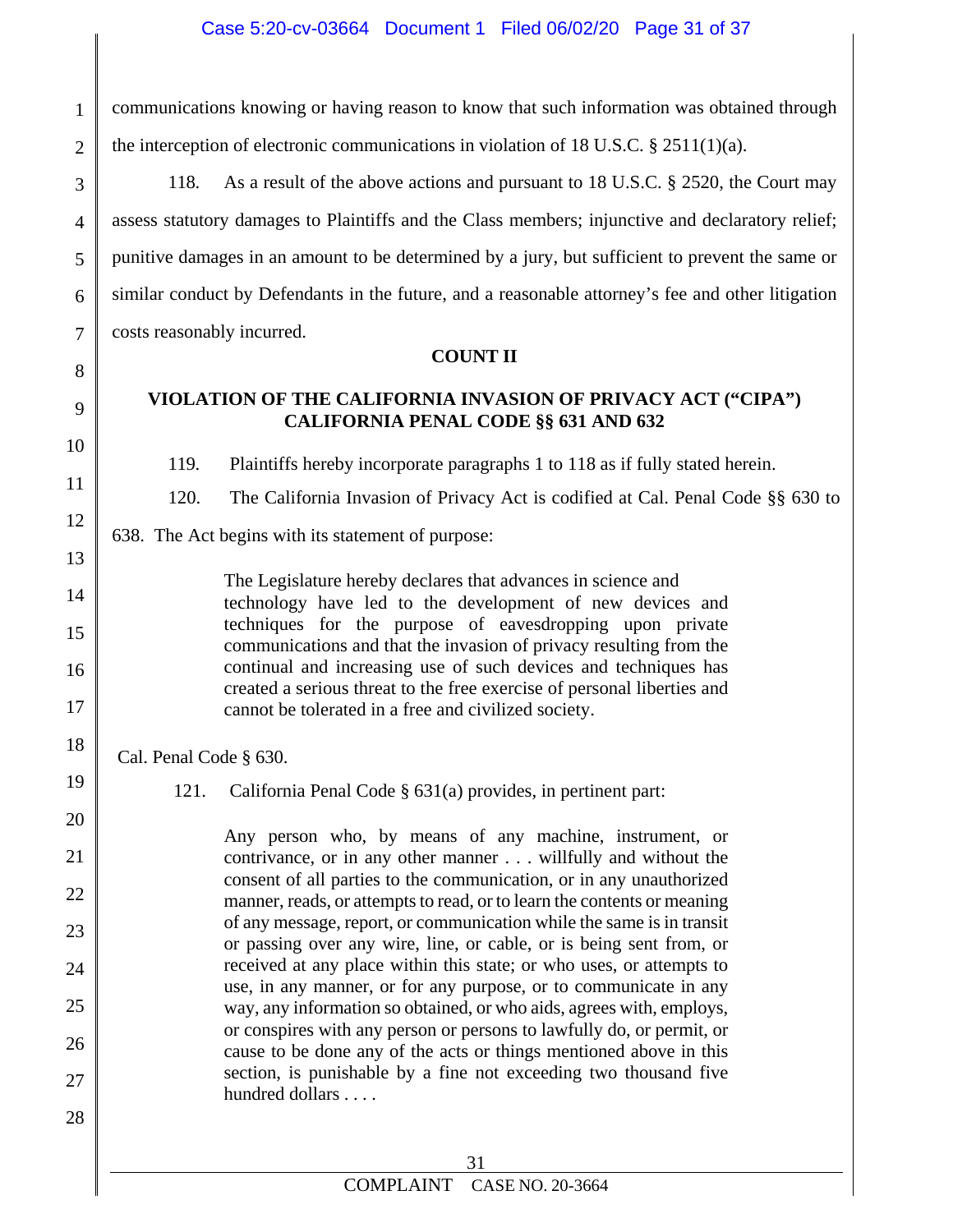communications knowing or having reason to know that such information was obtained through the interception of electronic communications in violation of 18 U.S.C. § 2511(1)(a).

118. As a result of the above actions and pursuant to 18 U.S.C. § 2520, the Court may assess statutory damages to Plaintiffs and the Class members; injunctive and declaratory relief; punitive damages in an amount to be determined by a jury, but sufficient to prevent the same or similar conduct by Defendants in the future, and a reasonable attorney's fee and other litigation costs reasonably incurred.

**COUNT II**

**VIOLATION OF THE CALIFORNIA INVASION OF PRIVACY ACT ("CIPA") CALIFORNIA PENAL CODE §§ 631 AND 632**

119. Plaintiffs hereby incorporate paragraphs 1 to 118 as if fully stated herein.

120. The California Invasion of Privacy Act is codified at Cal. Penal Code §§ 630 to 638. The Act begins with its statement of purpose:

> The Legislature hereby declares that advances in science and technology have led to the development of new devices and techniques for the purpose of eavesdropping upon private communications and that the invasion of privacy resulting from the continual and increasing use of such devices and techniques has created a serious threat to the free exercise of personal liberties and cannot be tolerated in a free and civilized society.

Cal. Penal Code § 630.

121. California Penal Code § 631(a) provides, in pertinent part:

> Any person who, by means of any machine, instrument, or contrivance, or in any other manner . . . willfully and without the consent of all parties to the communication, or in any unauthorized manner, reads, or attempts to read, or to learn the contents or meaning of any message, report, or communication while the same is in transit or passing over any wire, line, or cable, or is being sent from, or received at any place within this state; or who uses, or attempts to use, in any manner, or for any purpose, or to communicate in any way, any information so obtained, or who aids, agrees with, employs, or conspires with any person or persons to lawfully do, or permit, or cause to be done any of the acts or things mentioned above in this section, is punishable by a fine not exceeding two thousand five hundred dollars . . . .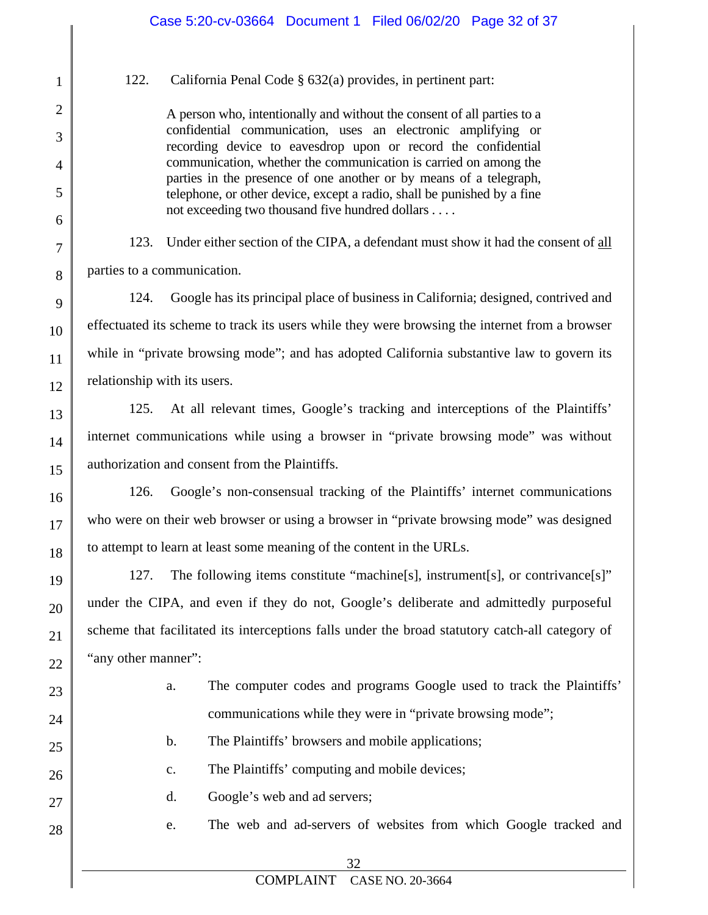122. California Penal Code § 632(a) provides, in pertinent part:

> A person who, intentionally and without the consent of all parties to a confidential communication, uses an electronic amplifying or recording device to eavesdrop upon or record the confidential communication, whether the communication is carried on among the parties in the presence of one another or by means of a telegraph, telephone, or other device, except a radio, shall be punished by a fine not exceeding two thousand five hundred dollars . . . .

123. Under either section of the CIPA, a defendant must show it had the consent of <u>all</u> parties to a communication.

124. Google has its principal place of business in California; designed, contrived and effectuated its scheme to track its users while they were browsing the internet from a browser while in "private browsing mode"; and has adopted California substantive law to govern its relationship with its users.

125. At all relevant times, Google's tracking and interceptions of the Plaintiffs' internet communications while using a browser in "private browsing mode" was without authorization and consent from the Plaintiffs.

126. Google's non-consensual tracking of the Plaintiffs' internet communications who were on their web browser or using a browser in "private browsing mode" was designed to attempt to learn at least some meaning of the content in the URLs.

127. The following items constitute "machine[s], instrument[s], or contrivance[s]" under the CIPA, and even if they do not, Google's deliberate and admittedly purposeful scheme that facilitated its interceptions falls under the broad statutory catch-all category of "any other manner":

a. The computer codes and programs Google used to track the Plaintiffs' communications while they were in "private browsing mode";

b. The Plaintiffs' browsers and mobile applications;

c. The Plaintiffs' computing and mobile devices;

d. Google's web and ad servers;

e. The web and ad-servers of websites from which Google tracked and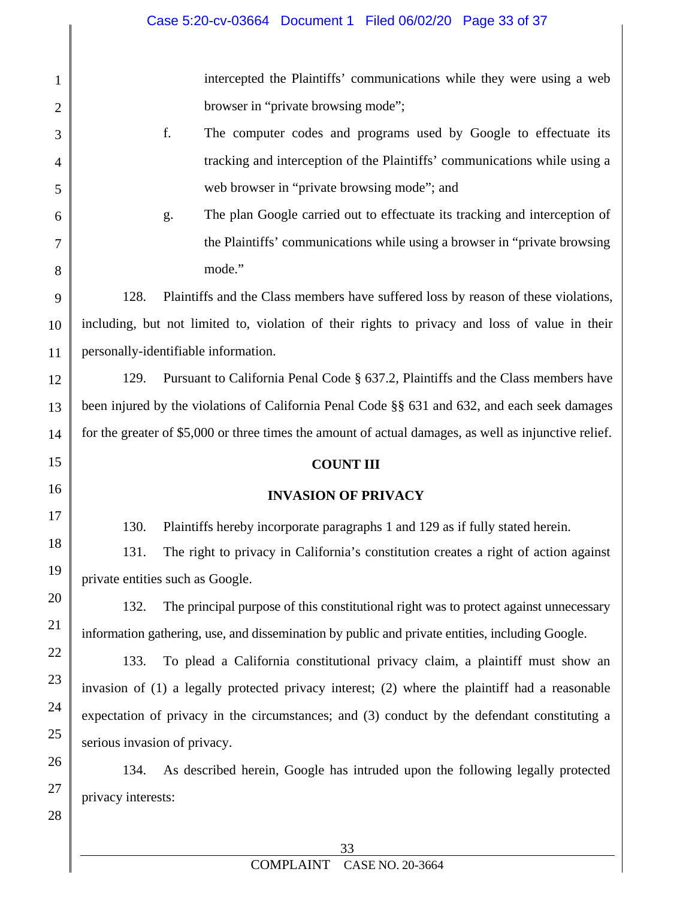intercepted the Plaintiffs' communications while they were using a web browser in "private browsing mode";

f. The computer codes and programs used by Google to effectuate its tracking and interception of the Plaintiffs' communications while using a web browser in "private browsing mode"; and

g. The plan Google carried out to effectuate its tracking and interception of the Plaintiffs' communications while using a browser in "private browsing mode."

128. Plaintiffs and the Class members have suffered loss by reason of these violations, including, but not limited to, violation of their rights to privacy and loss of value in their personally-identifiable information.

129. Pursuant to California Penal Code § 637.2, Plaintiffs and the Class members have been injured by the violations of California Penal Code §§ 631 and 632, and each seek damages for the greater of $5,000 or three times the amount of actual damages, as well as injunctive relief.

**COUNT III**

**INVASION OF PRIVACY**

130. Plaintiffs hereby incorporate paragraphs 1 and 129 as if fully stated herein.

131. The right to privacy in California's constitution creates a right of action against private entities such as Google.

132. The principal purpose of this constitutional right was to protect against unnecessary information gathering, use, and dissemination by public and private entities, including Google.

133. To plead a California constitutional privacy claim, a plaintiff must show an invasion of (1) a legally protected privacy interest; (2) where the plaintiff had a reasonable expectation of privacy in the circumstances; and (3) conduct by the defendant constituting a serious invasion of privacy.

134. As described herein, Google has intruded upon the following legally protected privacy interests: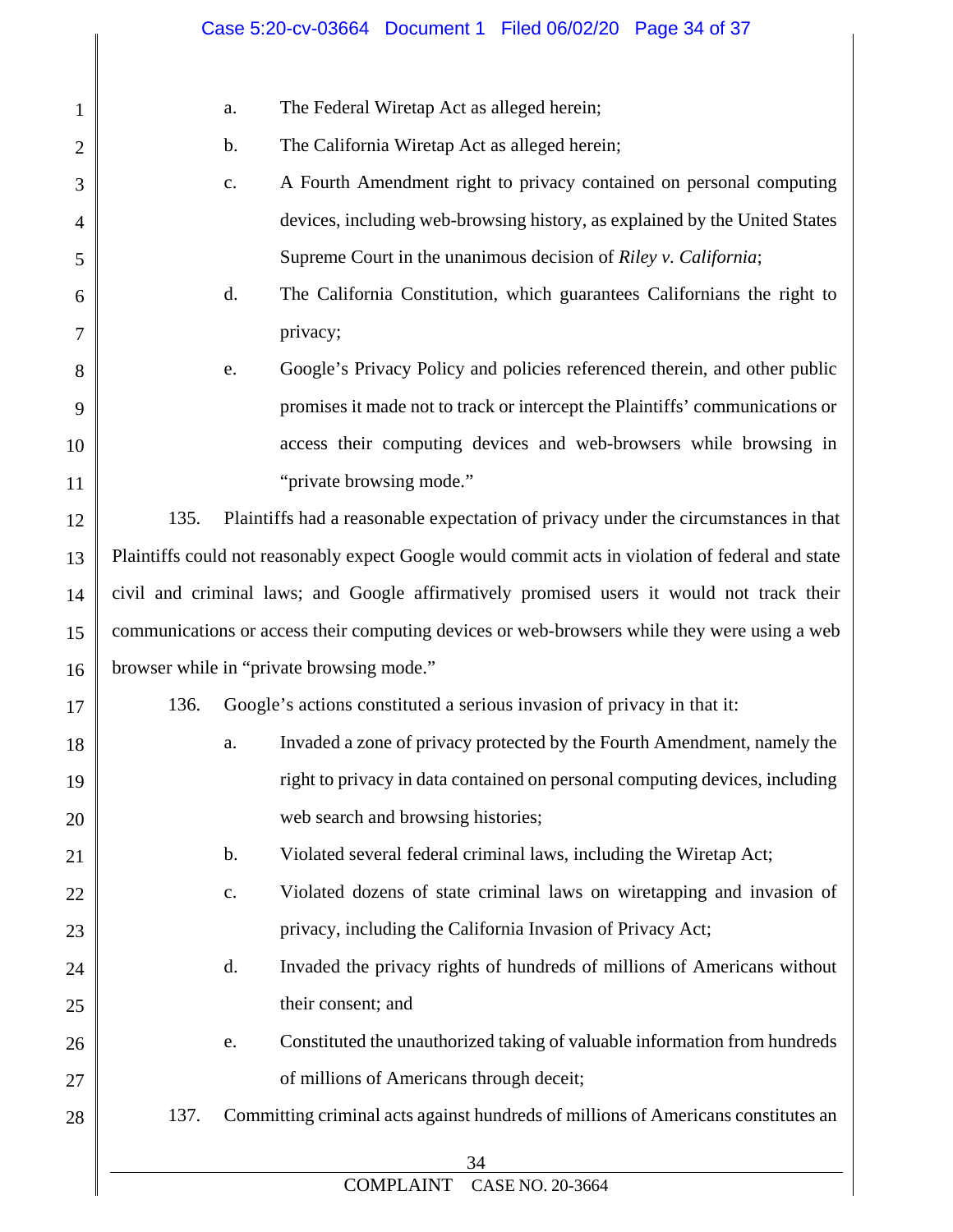a. The Federal Wiretap Act as alleged herein;

b. The California Wiretap Act as alleged herein;

c. A Fourth Amendment right to privacy contained on personal computing devices, including web-browsing history, as explained by the United States Supreme Court in the unanimous decision of *Riley v. California*;

d. The California Constitution, which guarantees Californians the right to privacy;

e. Google's Privacy Policy and policies referenced therein, and other public promises it made not to track or intercept the Plaintiffs' communications or access their computing devices and web-browsers while browsing in "private browsing mode."

135. Plaintiffs had a reasonable expectation of privacy under the circumstances in that Plaintiffs could not reasonably expect Google would commit acts in violation of federal and state civil and criminal laws; and Google affirmatively promised users it would not track their communications or access their computing devices or web-browsers while they were using a web browser while in "private browsing mode."

136. Google's actions constituted a serious invasion of privacy in that it:

a. Invaded a zone of privacy protected by the Fourth Amendment, namely the right to privacy in data contained on personal computing devices, including web search and browsing histories;

b. Violated several federal criminal laws, including the Wiretap Act;

c. Violated dozens of state criminal laws on wiretapping and invasion of privacy, including the California Invasion of Privacy Act;

d. Invaded the privacy rights of hundreds of millions of Americans without their consent; and

e. Constituted the unauthorized taking of valuable information from hundreds of millions of Americans through deceit;

137. Committing criminal acts against hundreds of millions of Americans constitutes an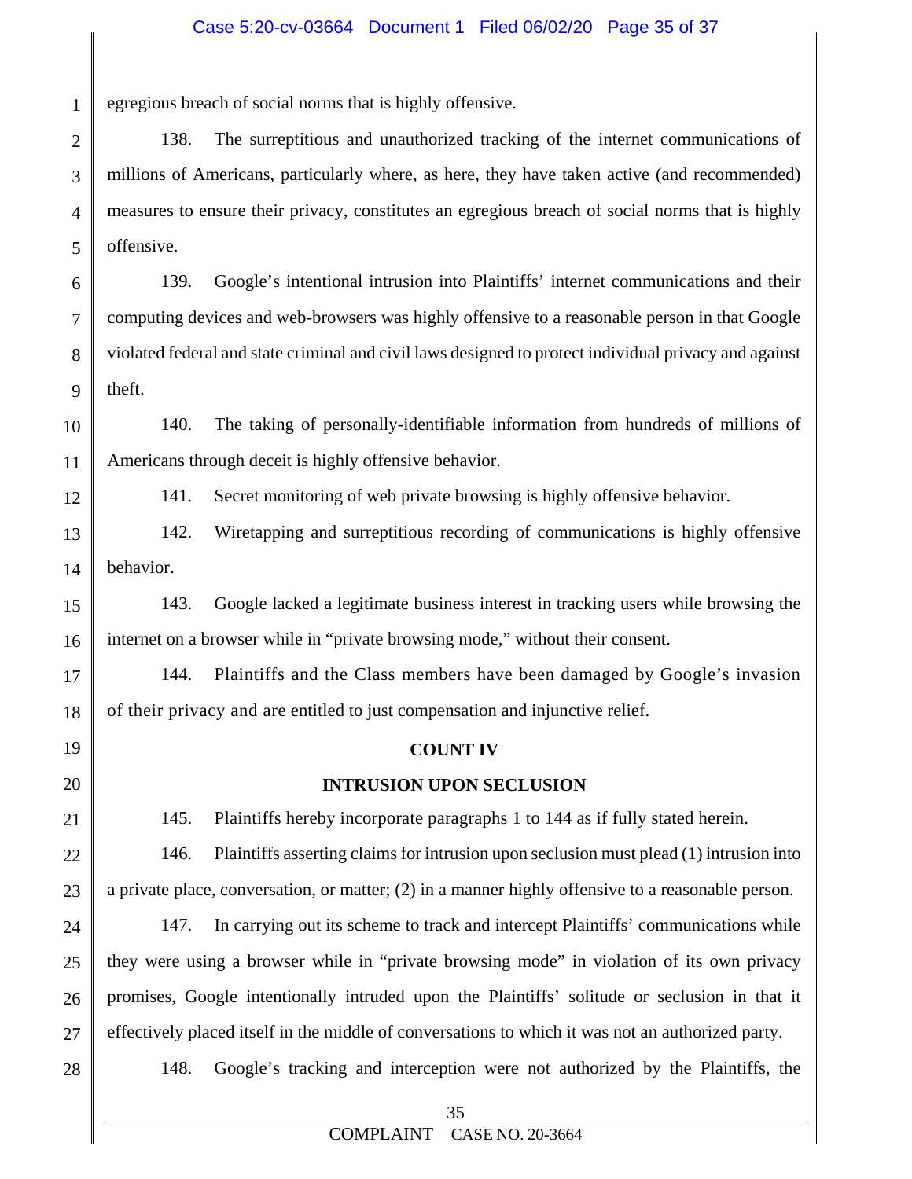egregious breach of social norms that is highly offensive.

138. The surreptitious and unauthorized tracking of the internet communications of millions of Americans, particularly where, as here, they have taken active (and recommended) measures to ensure their privacy, constitutes an egregious breach of social norms that is highly offensive.

139. Google's intentional intrusion into Plaintiffs' internet communications and their computing devices and web-browsers was highly offensive to a reasonable person in that Google violated federal and state criminal and civil laws designed to protect individual privacy and against theft.

140. The taking of personally-identifiable information from hundreds of millions of Americans through deceit is highly offensive behavior.

141. Secret monitoring of web private browsing is highly offensive behavior.

142. Wiretapping and surreptitious recording of communications is highly offensive behavior.

143. Google lacked a legitimate business interest in tracking users while browsing the internet on a browser while in "private browsing mode," without their consent.

144. Plaintiffs and the Class members have been damaged by Google's invasion of their privacy and are entitled to just compensation and injunctive relief.

**COUNT IV**

**INTRUSION UPON SECLUSION**

145. Plaintiffs hereby incorporate paragraphs 1 to 144 as if fully stated herein.

146. Plaintiffs asserting claims for intrusion upon seclusion must plead (1) intrusion into a private place, conversation, or matter; (2) in a manner highly offensive to a reasonable person.

147. In carrying out its scheme to track and intercept Plaintiffs' communications while they were using a browser while in "private browsing mode" in violation of its own privacy promises, Google intentionally intruded upon the Plaintiffs' solitude or seclusion in that it effectively placed itself in the middle of conversations to which it was not an authorized party.

148. Google's tracking and interception were not authorized by the Plaintiffs, the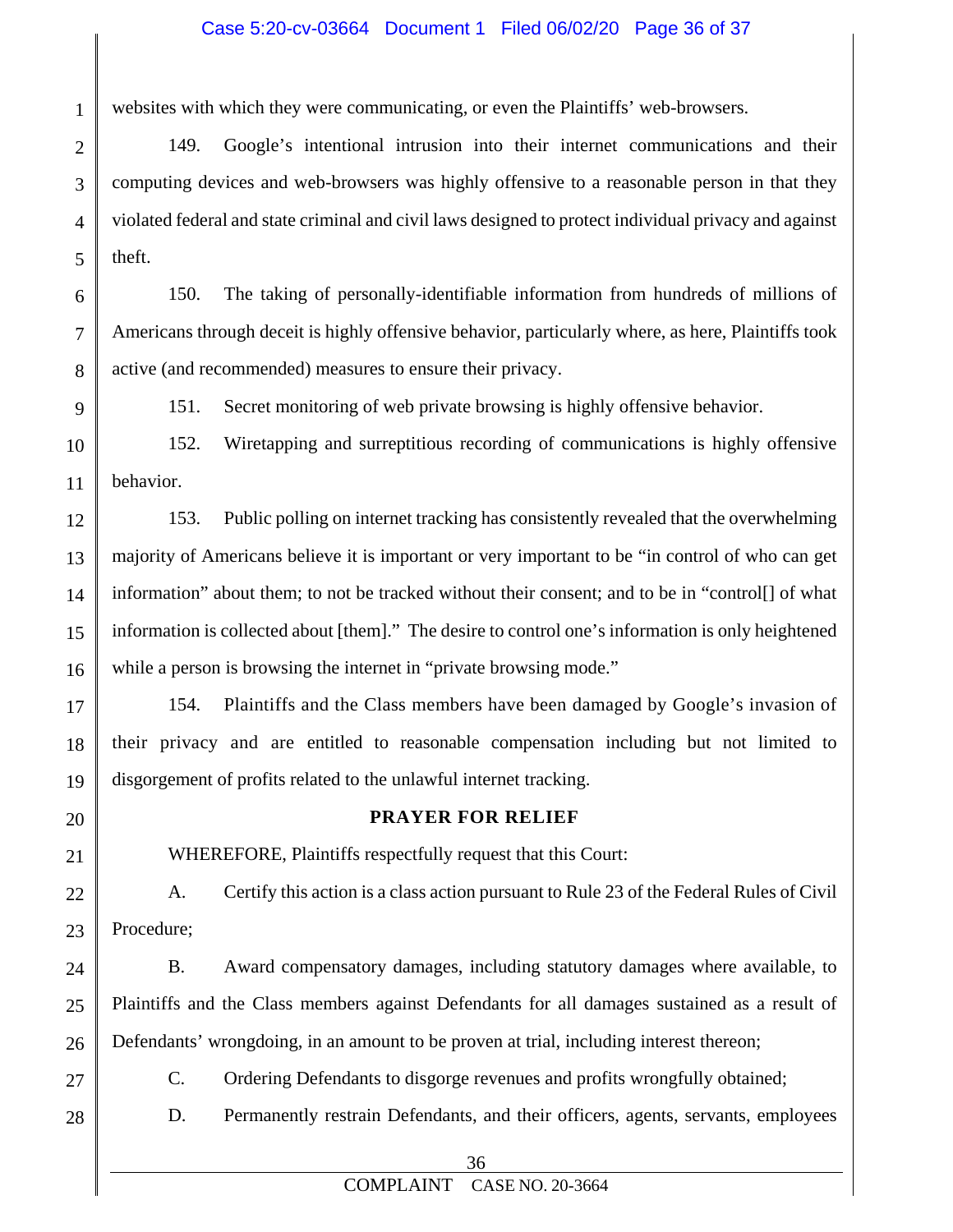websites with which they were communicating, or even the Plaintiffs' web-browsers.

149. Google's intentional intrusion into their internet communications and their computing devices and web-browsers was highly offensive to a reasonable person in that they violated federal and state criminal and civil laws designed to protect individual privacy and against theft.

150. The taking of personally-identifiable information from hundreds of millions of Americans through deceit is highly offensive behavior, particularly where, as here, Plaintiffs took active (and recommended) measures to ensure their privacy.

151. Secret monitoring of web private browsing is highly offensive behavior.

152. Wiretapping and surreptitious recording of communications is highly offensive behavior.

153. Public polling on internet tracking has consistently revealed that the overwhelming majority of Americans believe it is important or very important to be "in control of who can get information" about them; to not be tracked without their consent; and to be in "control[] of what information is collected about [them]." The desire to control one's information is only heightened while a person is browsing the internet in "private browsing mode."

154. Plaintiffs and the Class members have been damaged by Google's invasion of their privacy and are entitled to reasonable compensation including but not limited to disgorgement of profits related to the unlawful internet tracking.

**PRAYER FOR RELIEF**

WHEREFORE, Plaintiffs respectfully request that this Court:

A. Certify this action is a class action pursuant to Rule 23 of the Federal Rules of Civil Procedure;

B. Award compensatory damages, including statutory damages where available, to Plaintiffs and the Class members against Defendants for all damages sustained as a result of Defendants' wrongdoing, in an amount to be proven at trial, including interest thereon;

C. Ordering Defendants to disgorge revenues and profits wrongfully obtained;

D. Permanently restrain Defendants, and their officers, agents, servants, employees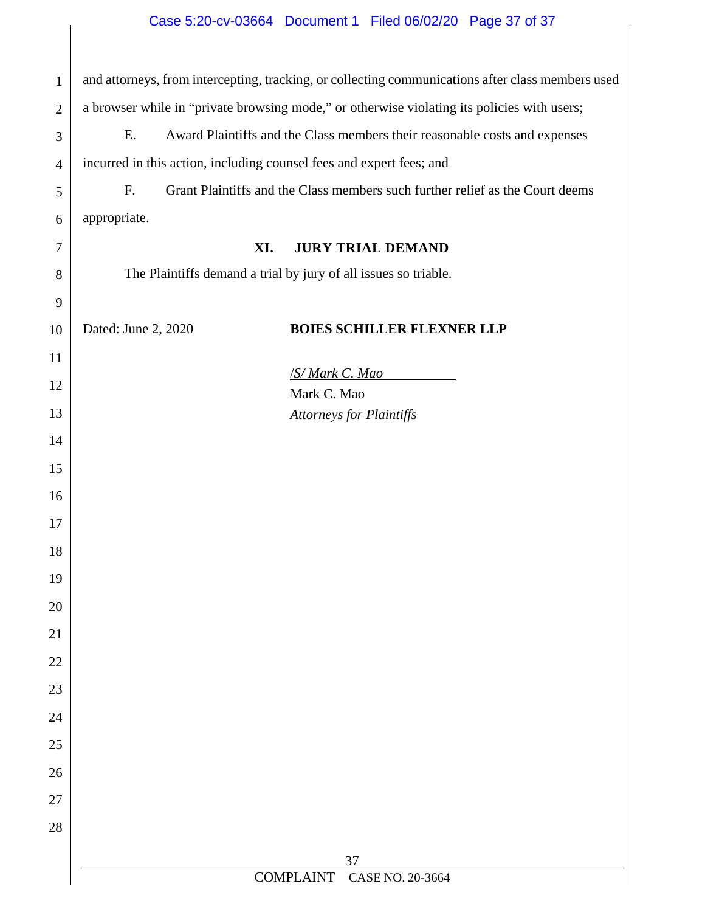and attorneys, from intercepting, tracking, or collecting communications after class members used a browser while in "private browsing mode," or otherwise violating its policies with users;

E. Award Plaintiffs and the Class members their reasonable costs and expenses incurred in this action, including counsel fees and expert fees; and

F. Grant Plaintiffs and the Class members such further relief as the Court deems appropriate.

## XI. JURY TRIAL DEMAND

The Plaintiffs demand a trial by jury of all issues so triable.

Dated: June 2, 2020

**BOIES SCHILLER FLEXNER LLP**

/*S/ Mark C. Mao*

Mark C. Mao

*Attorneys for Plaintiffs*